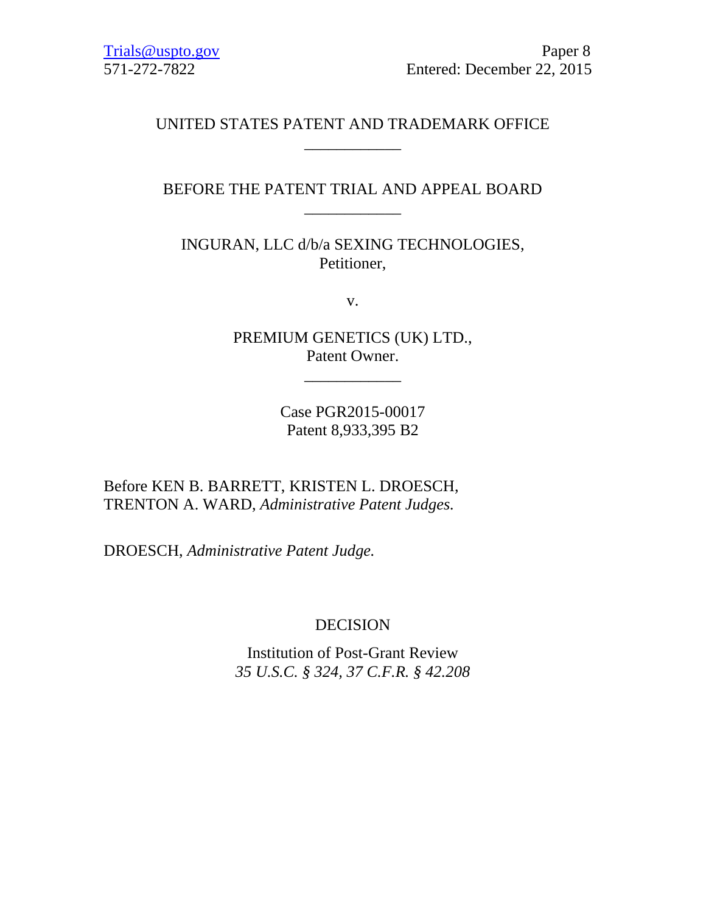Trials@uspto.gov
571-272-7822

Paper 8
Entered: December 22, 2015

UNITED STATES PATENT AND TRADEMARK OFFICE

____________

BEFORE THE PATENT TRIAL AND APPEAL BOARD

____________

INGURAN, LLC d/b/a SEXING TECHNOLOGIES,
Petitioner,

v.

PREMIUM GENETICS (UK) LTD.,
Patent Owner.

____________

Case PGR2015-00017
Patent 8,933,395 B2

Before KEN B. BARRETT, KRISTEN L. DROESCH,
TRENTON A. WARD, *Administrative Patent Judges.*

DROESCH, *Administrative Patent Judge.*

DECISION

Institution of Post-Grant Review
*35 U.S.C. § 324, 37 C.F.R. § 42.208*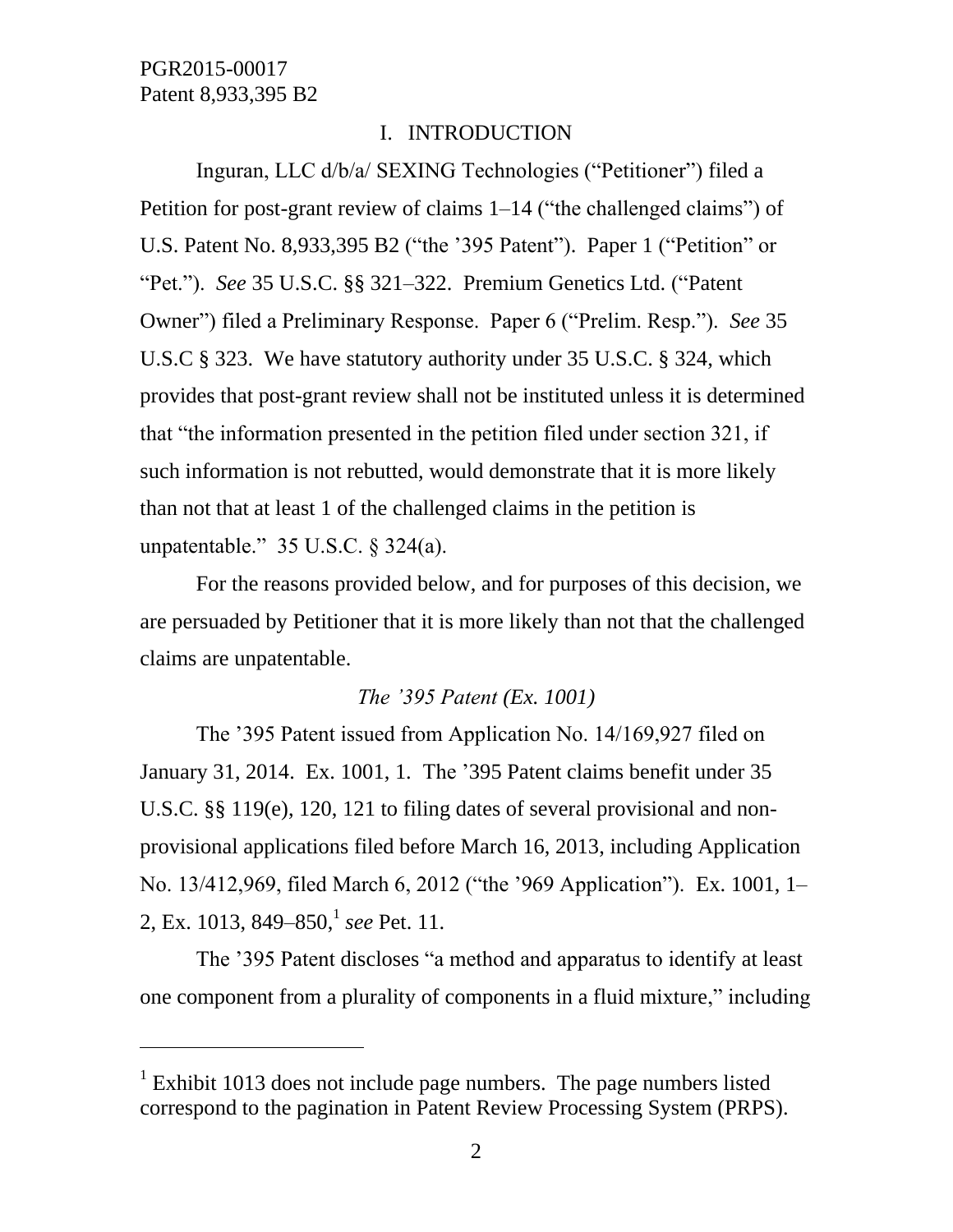# I. INTRODUCTION

Inguran, LLC d/b/a/ SEXING Technologies ("Petitioner") filed a Petition for post-grant review of claims 1–14 ("the challenged claims") of U.S. Patent No. 8,933,395 B2 ("the '395 Patent"). Paper 1 ("Petition" or "Pet."). *See* 35 U.S.C. §§ 321–322. Premium Genetics Ltd. ("Patent Owner") filed a Preliminary Response. Paper 6 ("Prelim. Resp."). *See* 35 U.S.C § 323. We have statutory authority under 35 U.S.C. § 324, which provides that post-grant review shall not be instituted unless it is determined that "the information presented in the petition filed under section 321, if such information is not rebutted, would demonstrate that it is more likely than not that at least 1 of the challenged claims in the petition is unpatentable." 35 U.S.C. § 324(a).

For the reasons provided below, and for purposes of this decision, we are persuaded by Petitioner that it is more likely than not that the challenged claims are unpatentable.

*The '395 Patent (Ex. 1001)*

The '395 Patent issued from Application No. 14/169,927 filed on January 31, 2014. Ex. 1001, 1. The '395 Patent claims benefit under 35 U.S.C. §§ 119(e), 120, 121 to filing dates of several provisional and non-provisional applications filed before March 16, 2013, including Application No. 13/412,969, filed March 6, 2012 ("the '969 Application"). Ex. 1001, 1–2, Ex. 1013, 849–850,[1] *see* Pet. 11.

The '395 Patent discloses "a method and apparatus to identify at least one component from a plurality of components in a fluid mixture," including

[1] Exhibit 1013 does not include page numbers. The page numbers listed correspond to the pagination in Patent Review Processing System (PRPS).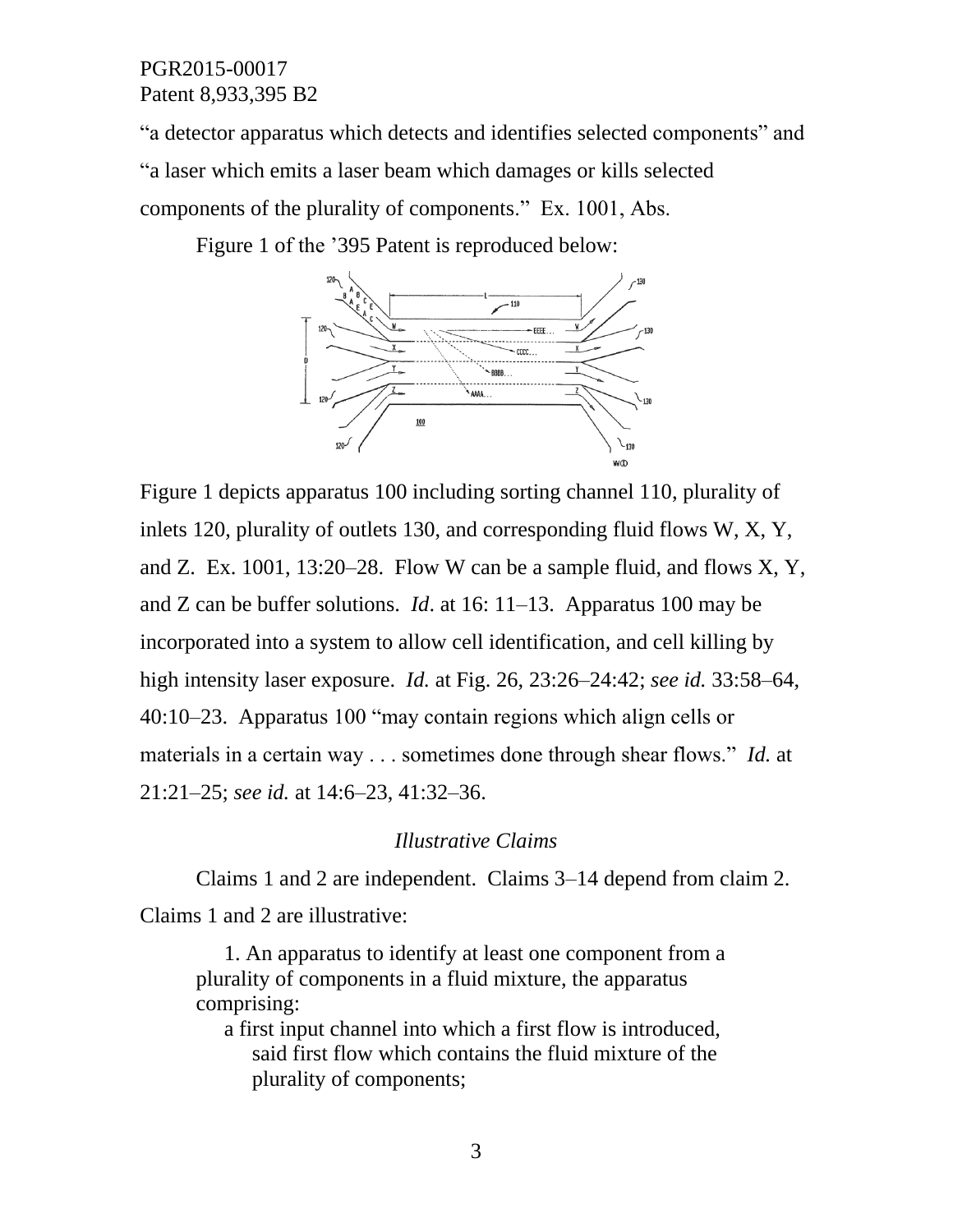"a detector apparatus which detects and identifies selected components" and "a laser which emits a laser beam which damages or kills selected components of the plurality of components." Ex. 1001, Abs.

Figure 1 of the '395 Patent is reproduced below:

Figure 1 depicts apparatus 100 including sorting channel 110, plurality of inlets 120, plurality of outlets 130, and corresponding fluid flows W, X, Y, and Z. Ex. 1001, 13:20–28. Flow W can be a sample fluid, and flows X, Y, and Z can be buffer solutions. *Id*. at 16: 11–13. Apparatus 100 may be incorporated into a system to allow cell identification, and cell killing by high intensity laser exposure. *Id.* at Fig. 26, 23:26–24:42; *see id.* 33:58–64, 40:10–23. Apparatus 100 "may contain regions which align cells or materials in a certain way . . . sometimes done through shear flows." *Id.* at 21:21–25; *see id.* at 14:6–23, 41:32–36.

*Illustrative Claims*

Claims 1 and 2 are independent. Claims 3–14 depend from claim 2. Claims 1 and 2 are illustrative:

> 1. An apparatus to identify at least one component from a plurality of components in a fluid mixture, the apparatus comprising:
>
> a first input channel into which a first flow is introduced, said first flow which contains the fluid mixture of the plurality of components;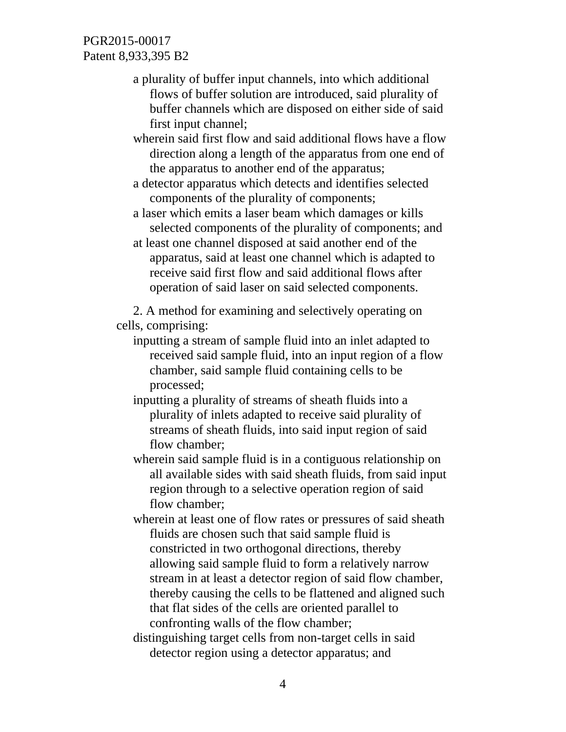a plurality of buffer input channels, into which additional flows of buffer solution are introduced, said plurality of buffer channels which are disposed on either side of said first input channel;

wherein said first flow and said additional flows have a flow direction along a length of the apparatus from one end of the apparatus to another end of the apparatus;

a detector apparatus which detects and identifies selected components of the plurality of components;

a laser which emits a laser beam which damages or kills selected components of the plurality of components; and

at least one channel disposed at said another end of the apparatus, said at least one channel which is adapted to receive said first flow and said additional flows after operation of said laser on said selected components.

2. A method for examining and selectively operating on cells, comprising:

inputting a stream of sample fluid into an inlet adapted to received said sample fluid, into an input region of a flow chamber, said sample fluid containing cells to be processed;

inputting a plurality of streams of sheath fluids into a plurality of inlets adapted to receive said plurality of streams of sheath fluids, into said input region of said flow chamber;

wherein said sample fluid is in a contiguous relationship on all available sides with said sheath fluids, from said input region through to a selective operation region of said flow chamber;

wherein at least one of flow rates or pressures of said sheath fluids are chosen such that said sample fluid is constricted in two orthogonal directions, thereby allowing said sample fluid to form a relatively narrow stream in at least a detector region of said flow chamber, thereby causing the cells to be flattened and aligned such that flat sides of the cells are oriented parallel to confronting walls of the flow chamber;

distinguishing target cells from non-target cells in said detector region using a detector apparatus; and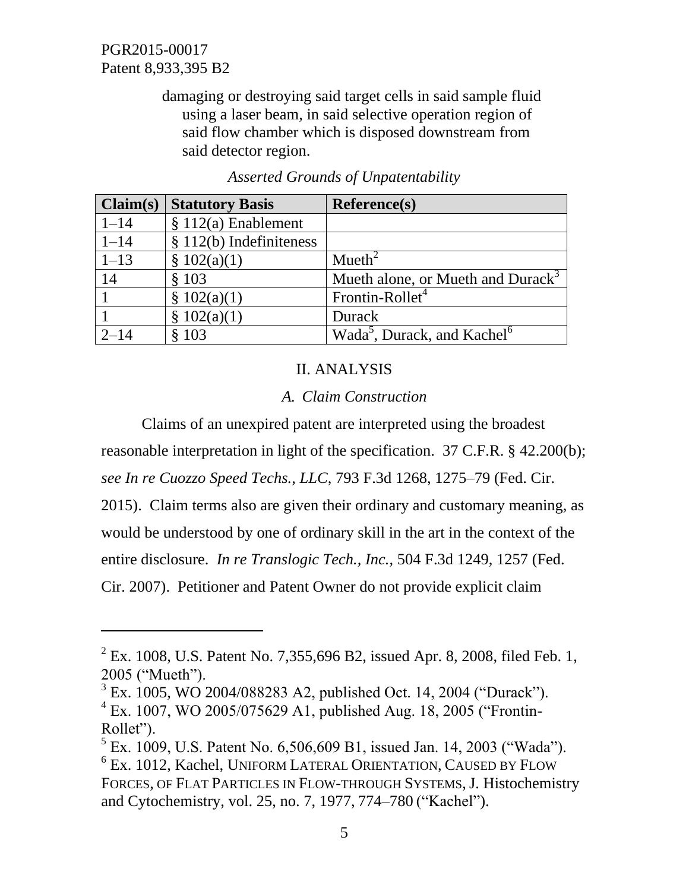damaging or destroying said target cells in said sample fluid using a laser beam, in said selective operation region of said flow chamber which is disposed downstream from said detector region.

*Asserted Grounds of Unpatentability*

| Claim(s) | Statutory Basis | Reference(s) |
| --- | --- | --- |
| 1–14 | § 112(a) Enablement | |
| 1–14 | § 112(b) Indefiniteness | |
| 1–13 | § 102(a)(1) | Mueth[2] |
| 14 | § 103 | Mueth alone, or Mueth and Durack[3] |
| 1 | § 102(a)(1) | Frontin-Rollet[4] |
| 1 | § 102(a)(1) | Durack |
| 2–14 | § 103 | Wada[5], Durack, and Kachel[6] |

## II. ANALYSIS

### *A. Claim Construction*

Claims of an unexpired patent are interpreted using the broadest reasonable interpretation in light of the specification. 37 C.F.R. § 42.200(b); *see In re Cuozzo Speed Techs., LLC*, 793 F.3d 1268, 1275–79 (Fed. Cir. 2015). Claim terms also are given their ordinary and customary meaning, as would be understood by one of ordinary skill in the art in the context of the entire disclosure. *In re Translogic Tech., Inc.*, 504 F.3d 1249, 1257 (Fed. Cir. 2007). Petitioner and Patent Owner do not provide explicit claim

---

[2] Ex. 1008, U.S. Patent No. 7,355,696 B2, issued Apr. 8, 2008, filed Feb. 1, 2005 ("Mueth").

[3] Ex. 1005, WO 2004/088283 A2, published Oct. 14, 2004 ("Durack").

[4] Ex. 1007, WO 2005/075629 A1, published Aug. 18, 2005 ("Frontin-Rollet").

[5] Ex. 1009, U.S. Patent No. 6,506,609 B1, issued Jan. 14, 2003 ("Wada").

[6] Ex. 1012, Kachel, UNIFORM LATERAL ORIENTATION, CAUSED BY FLOW FORCES, OF FLAT PARTICLES IN FLOW-THROUGH SYSTEMS, J. Histochemistry and Cytochemistry, vol. 25, no. 7, 1977, 774–780 ("Kachel").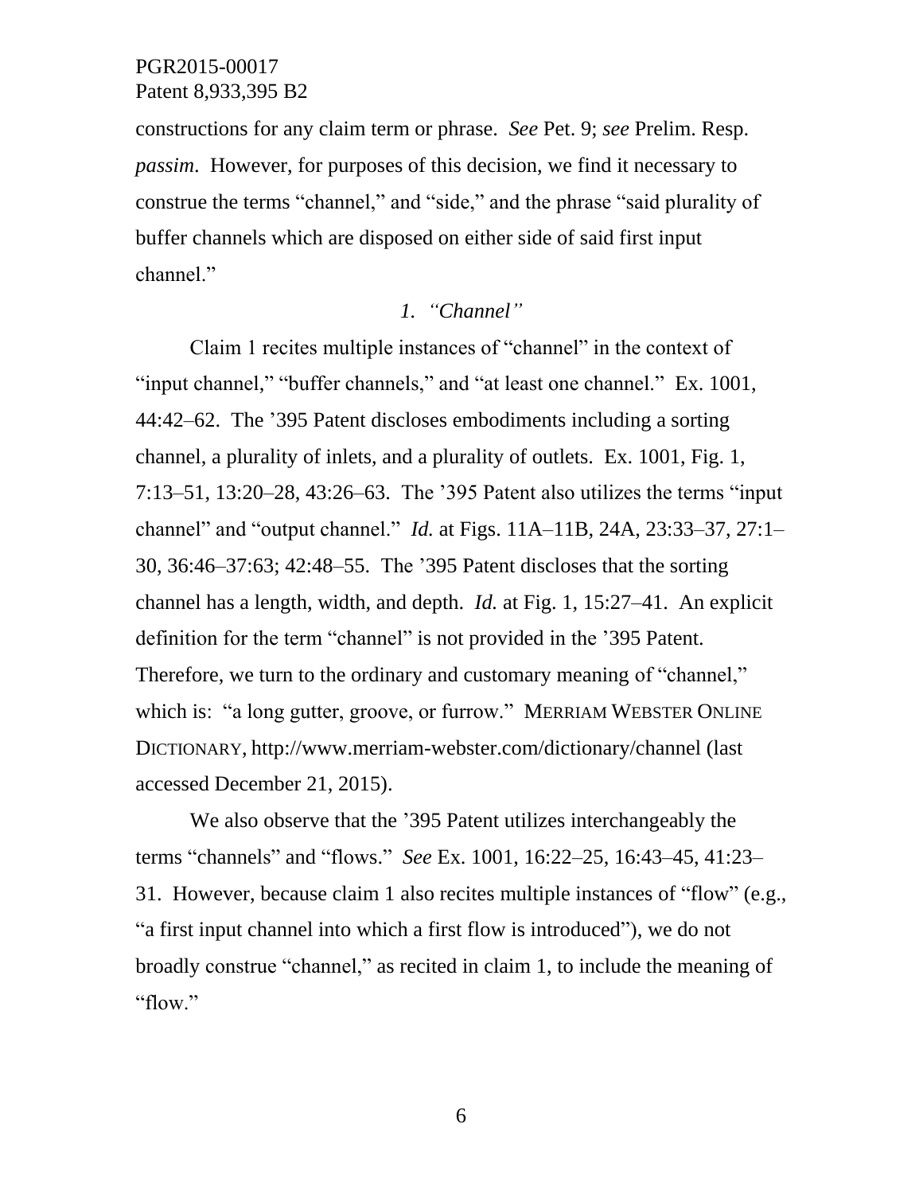constructions for any claim term or phrase. *See* Pet. 9; *see* Prelim. Resp. *passim*. However, for purposes of this decision, we find it necessary to construe the terms "channel," and "side," and the phrase "said plurality of buffer channels which are disposed on either side of said first input channel."

### *1. "Channel"*

Claim 1 recites multiple instances of "channel" in the context of "input channel," "buffer channels," and "at least one channel." Ex. 1001, 44:42–62. The '395 Patent discloses embodiments including a sorting channel, a plurality of inlets, and a plurality of outlets. Ex. 1001, Fig. 1, 7:13–51, 13:20–28, 43:26–63. The '395 Patent also utilizes the terms "input channel" and "output channel." *Id.* at Figs. 11A–11B, 24A, 23:33–37, 27:1–30, 36:46–37:63; 42:48–55. The '395 Patent discloses that the sorting channel has a length, width, and depth. *Id.* at Fig. 1, 15:27–41. An explicit definition for the term "channel" is not provided in the '395 Patent. Therefore, we turn to the ordinary and customary meaning of "channel," which is: "a long gutter, groove, or furrow." MERRIAM WEBSTER ONLINE DICTIONARY, http://www.merriam-webster.com/dictionary/channel (last accessed December 21, 2015).

We also observe that the '395 Patent utilizes interchangeably the terms "channels" and "flows." *See* Ex. 1001, 16:22–25, 16:43–45, 41:23–31. However, because claim 1 also recites multiple instances of "flow" (e.g., "a first input channel into which a first flow is introduced"), we do not broadly construe "channel," as recited in claim 1, to include the meaning of "flow."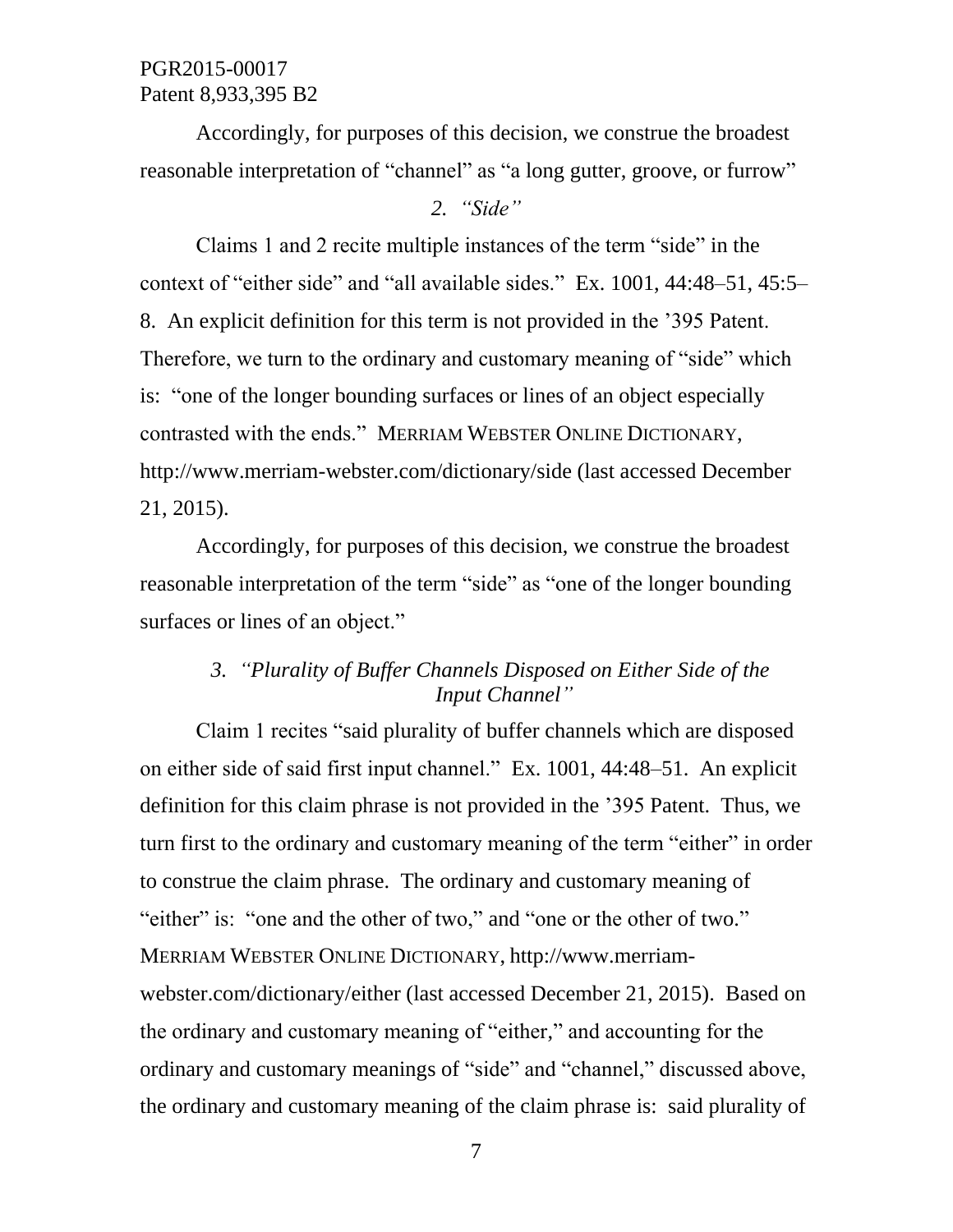Accordingly, for purposes of this decision, we construe the broadest reasonable interpretation of "channel" as "a long gutter, groove, or furrow"

### *2. "Side"*

Claims 1 and 2 recite multiple instances of the term "side" in the context of "either side" and "all available sides." Ex. 1001, 44:48–51, 45:5–8. An explicit definition for this term is not provided in the '395 Patent. Therefore, we turn to the ordinary and customary meaning of "side" which is: "one of the longer bounding surfaces or lines of an object especially contrasted with the ends." MERRIAM WEBSTER ONLINE DICTIONARY, http://www.merriam-webster.com/dictionary/side (last accessed December 21, 2015).

Accordingly, for purposes of this decision, we construe the broadest reasonable interpretation of the term "side" as "one of the longer bounding surfaces or lines of an object."

### *3. "Plurality of Buffer Channels Disposed on Either Side of the Input Channel"*

Claim 1 recites "said plurality of buffer channels which are disposed on either side of said first input channel." Ex. 1001, 44:48–51. An explicit definition for this claim phrase is not provided in the '395 Patent. Thus, we turn first to the ordinary and customary meaning of the term "either" in order to construe the claim phrase. The ordinary and customary meaning of "either" is: "one and the other of two," and "one or the other of two." MERRIAM WEBSTER ONLINE DICTIONARY, http://www.merriam-webster.com/dictionary/either (last accessed December 21, 2015). Based on the ordinary and customary meaning of "either," and accounting for the ordinary and customary meanings of "side" and "channel," discussed above, the ordinary and customary meaning of the claim phrase is: said plurality of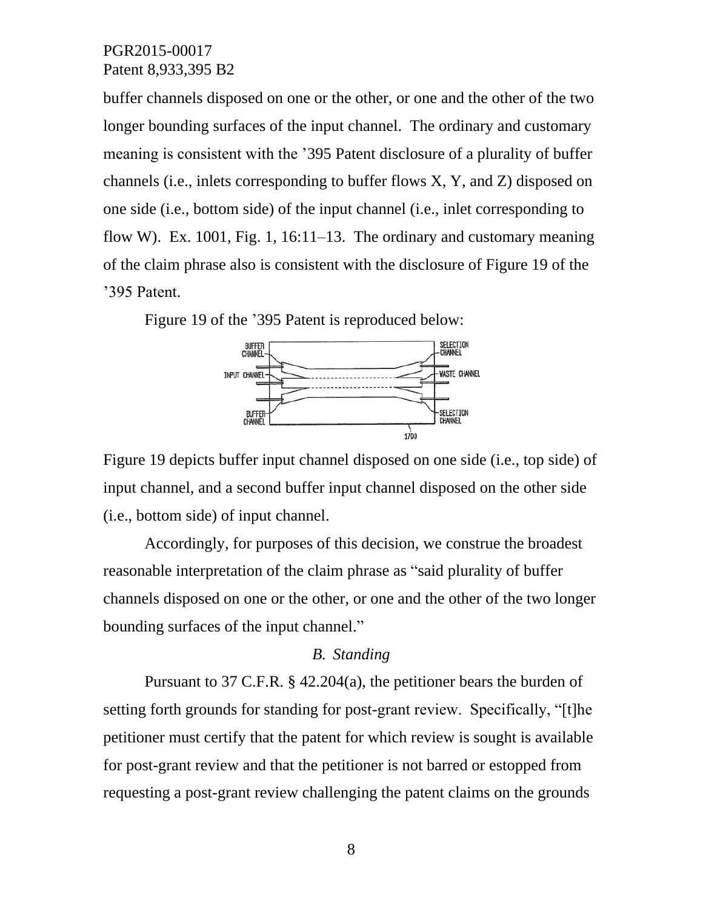buffer channels disposed on one or the other, or one and the other of the two longer bounding surfaces of the input channel. The ordinary and customary meaning is consistent with the ’395 Patent disclosure of a plurality of buffer channels (i.e., inlets corresponding to buffer flows X, Y, and Z) disposed on one side (i.e., bottom side) of the input channel (i.e., inlet corresponding to flow W). Ex. 1001, Fig. 1, 16:11–13. The ordinary and customary meaning of the claim phrase also is consistent with the disclosure of Figure 19 of the ’395 Patent.

Figure 19 of the ’395 Patent is reproduced below:

Figure 19 depicts buffer input channel disposed on one side (i.e., top side) of input channel, and a second buffer input channel disposed on the other side (i.e., bottom side) of input channel.

Accordingly, for purposes of this decision, we construe the broadest reasonable interpretation of the claim phrase as “said plurality of buffer channels disposed on one or the other, or one and the other of the two longer bounding surfaces of the input channel.”

### *B. Standing*

Pursuant to 37 C.F.R. § 42.204(a), the petitioner bears the burden of setting forth grounds for standing for post-grant review. Specifically, “[t]he petitioner must certify that the patent for which review is sought is available for post-grant review and that the petitioner is not barred or estopped from requesting a post-grant review challenging the patent claims on the grounds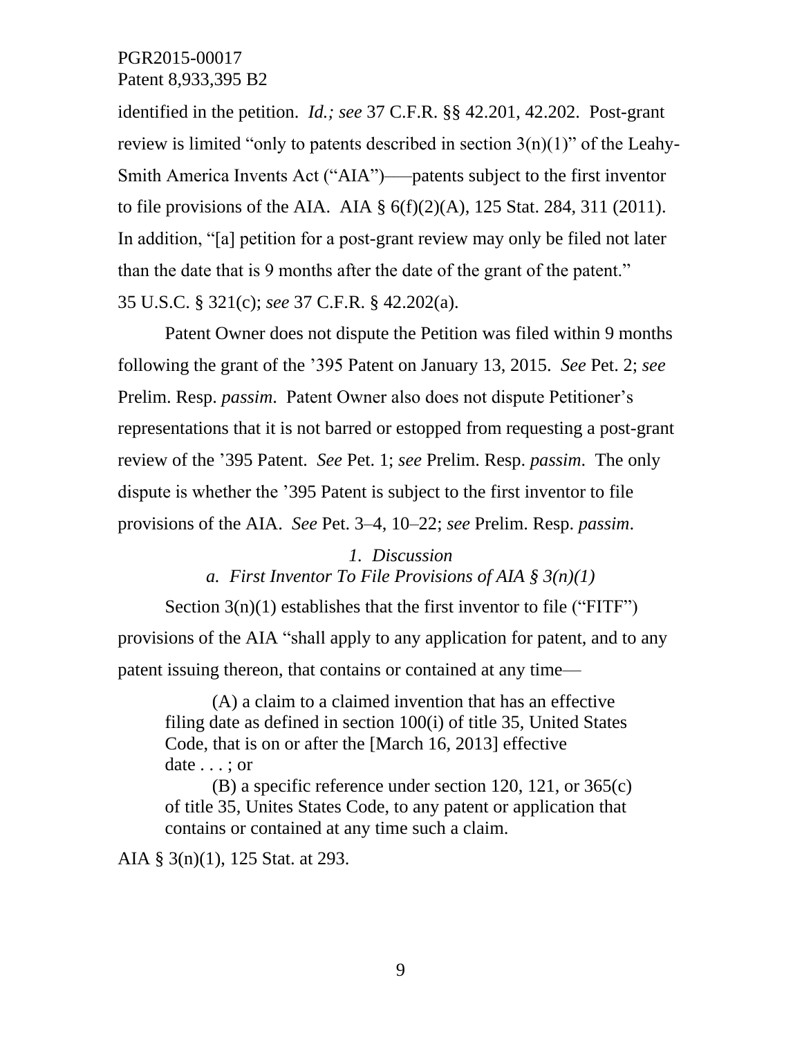identified in the petition. *Id.; see* 37 C.F.R. §§ 42.201, 42.202. Post-grant review is limited "only to patents described in section 3(n)(1)" of the Leahy-Smith America Invents Act ("AIA")—–patents subject to the first inventor to file provisions of the AIA. AIA § 6(f)(2)(A), 125 Stat. 284, 311 (2011). In addition, "[a] petition for a post-grant review may only be filed not later than the date that is 9 months after the date of the grant of the patent." 35 U.S.C. § 321(c); *see* 37 C.F.R. § 42.202(a).

Patent Owner does not dispute the Petition was filed within 9 months following the grant of the '395 Patent on January 13, 2015. *See* Pet. 2; *see* Prelim. Resp. *passim*. Patent Owner also does not dispute Petitioner's representations that it is not barred or estopped from requesting a post-grant review of the '395 Patent. *See* Pet. 1; *see* Prelim. Resp. *passim*. The only dispute is whether the '395 Patent is subject to the first inventor to file provisions of the AIA. *See* Pet. 3–4, 10–22; *see* Prelim. Resp. *passim*.

*1. Discussion*

*a. First Inventor To File Provisions of AIA § 3(n)(1)*

Section 3(n)(1) establishes that the first inventor to file ("FITF") provisions of the AIA "shall apply to any application for patent, and to any patent issuing thereon, that contains or contained at any time—

> (A) a claim to a claimed invention that has an effective filing date as defined in section 100(i) of title 35, United States Code, that is on or after the [March 16, 2013] effective date . . . ; or
>
> (B) a specific reference under section 120, 121, or 365(c) of title 35, Unites States Code, to any patent or application that contains or contained at any time such a claim.

AIA § 3(n)(1), 125 Stat. at 293.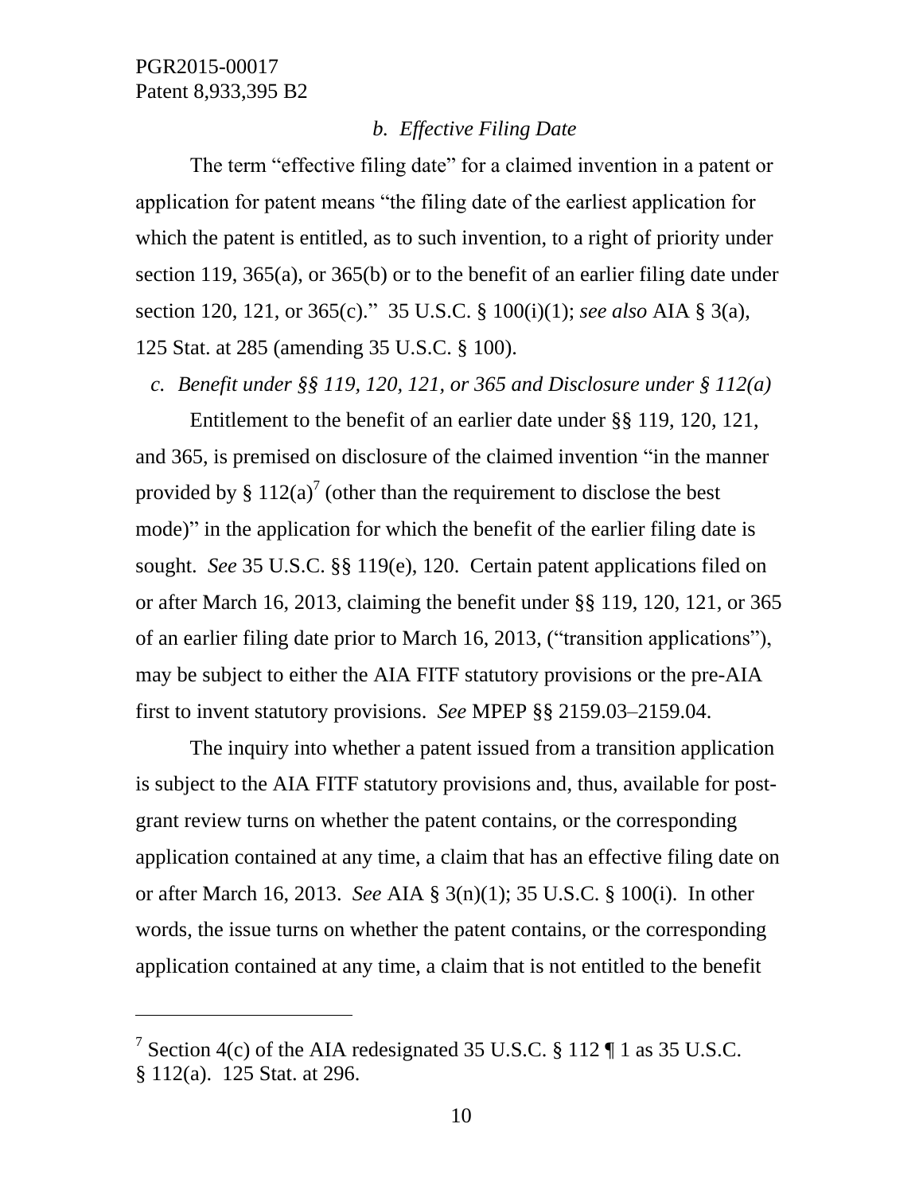*b. Effective Filing Date*

The term "effective filing date" for a claimed invention in a patent or application for patent means "the filing date of the earliest application for which the patent is entitled, as to such invention, to a right of priority under section 119, 365(a), or 365(b) or to the benefit of an earlier filing date under section 120, 121, or 365(c)." 35 U.S.C. § 100(i)(1); *see also* AIA § 3(a), 125 Stat. at 285 (amending 35 U.S.C. § 100).

*c. Benefit under §§ 119, 120, 121, or 365 and Disclosure under § 112(a)*

Entitlement to the benefit of an earlier date under §§ 119, 120, 121, and 365, is premised on disclosure of the claimed invention "in the manner provided by § 112(a)[7] (other than the requirement to disclose the best mode)" in the application for which the benefit of the earlier filing date is sought. *See* 35 U.S.C. §§ 119(e), 120. Certain patent applications filed on or after March 16, 2013, claiming the benefit under §§ 119, 120, 121, or 365 of an earlier filing date prior to March 16, 2013, ("transition applications"), may be subject to either the AIA FITF statutory provisions or the pre-AIA first to invent statutory provisions. *See* MPEP §§ 2159.03–2159.04.

The inquiry into whether a patent issued from a transition application is subject to the AIA FITF statutory provisions and, thus, available for post-grant review turns on whether the patent contains, or the corresponding application contained at any time, a claim that has an effective filing date on or after March 16, 2013. *See* AIA § 3(n)(1); 35 U.S.C. § 100(i). In other words, the issue turns on whether the patent contains, or the corresponding application contained at any time, a claim that is not entitled to the benefit

[7] Section 4(c) of the AIA redesignated 35 U.S.C. § 112 ¶ 1 as 35 U.S.C. § 112(a). 125 Stat. at 296.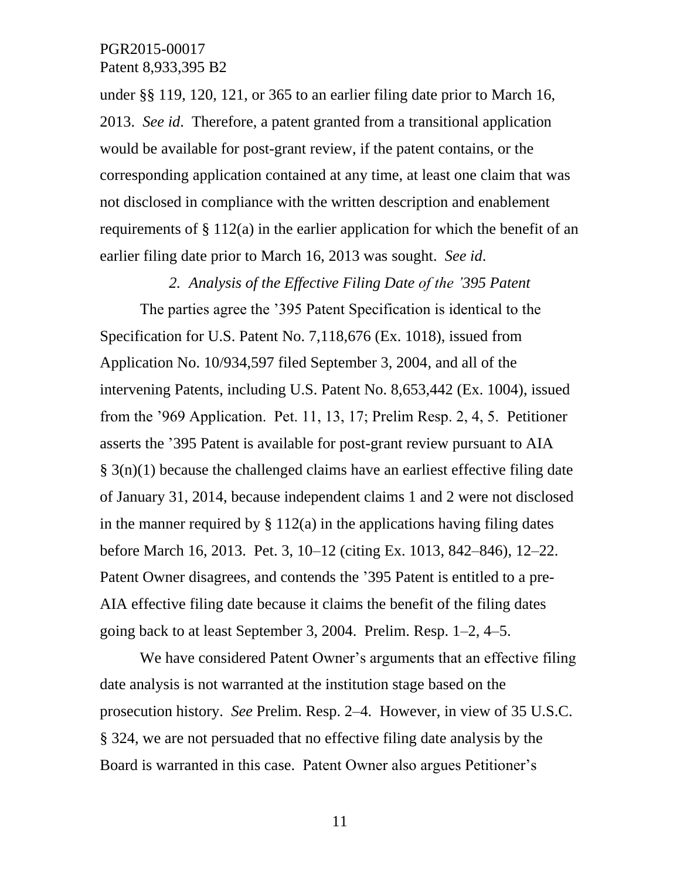under §§ 119, 120, 121, or 365 to an earlier filing date prior to March 16, 2013. *See id*. Therefore, a patent granted from a transitional application would be available for post-grant review, if the patent contains, or the corresponding application contained at any time, at least one claim that was not disclosed in compliance with the written description and enablement requirements of § 112(a) in the earlier application for which the benefit of an earlier filing date prior to March 16, 2013 was sought. *See id*.

*2. Analysis of the Effective Filing Date of the '395 Patent*

The parties agree the '395 Patent Specification is identical to the Specification for U.S. Patent No. 7,118,676 (Ex. 1018), issued from Application No. 10/934,597 filed September 3, 2004, and all of the intervening Patents, including U.S. Patent No. 8,653,442 (Ex. 1004), issued from the '969 Application. Pet. 11, 13, 17; Prelim Resp. 2, 4, 5. Petitioner asserts the '395 Patent is available for post-grant review pursuant to AIA § 3(n)(1) because the challenged claims have an earliest effective filing date of January 31, 2014, because independent claims 1 and 2 were not disclosed in the manner required by § 112(a) in the applications having filing dates before March 16, 2013. Pet. 3, 10–12 (citing Ex. 1013, 842–846), 12–22. Patent Owner disagrees, and contends the '395 Patent is entitled to a pre-AIA effective filing date because it claims the benefit of the filing dates going back to at least September 3, 2004. Prelim. Resp. 1–2, 4–5.

We have considered Patent Owner's arguments that an effective filing date analysis is not warranted at the institution stage based on the prosecution history. *See* Prelim. Resp. 2–4. However, in view of 35 U.S.C. § 324, we are not persuaded that no effective filing date analysis by the Board is warranted in this case. Patent Owner also argues Petitioner's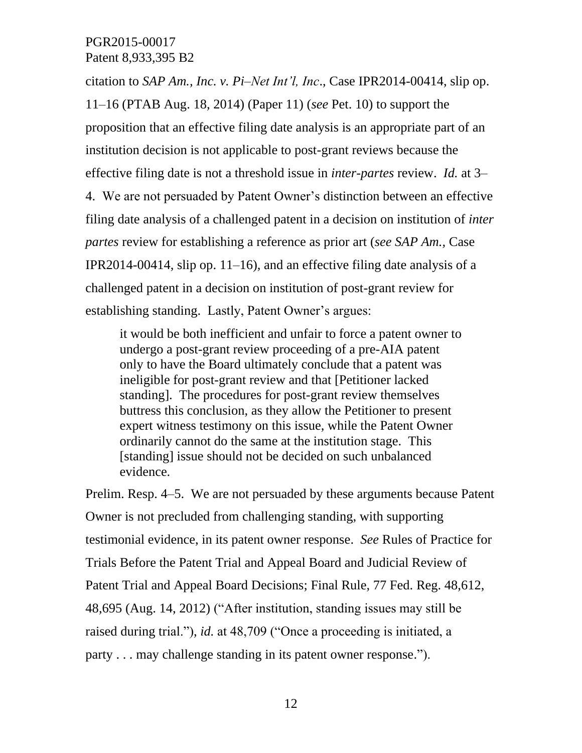citation to *SAP Am., Inc. v. Pi–Net Int'l, Inc*., Case IPR2014-00414, slip op. 11–16 (PTAB Aug. 18, 2014) (Paper 11) (*see* Pet. 10) to support the proposition that an effective filing date analysis is an appropriate part of an institution decision is not applicable to post-grant reviews because the effective filing date is not a threshold issue in *inter-partes* review. *Id.* at 3–4. We are not persuaded by Patent Owner's distinction between an effective filing date analysis of a challenged patent in a decision on institution of *inter partes* review for establishing a reference as prior art (*see SAP Am.,* Case IPR2014-00414, slip op. 11–16), and an effective filing date analysis of a challenged patent in a decision on institution of post-grant review for establishing standing. Lastly, Patent Owner's argues:

> it would be both inefficient and unfair to force a patent owner to undergo a post-grant review proceeding of a pre-AIA patent only to have the Board ultimately conclude that a patent was ineligible for post-grant review and that [Petitioner lacked standing]. The procedures for post-grant review themselves buttress this conclusion, as they allow the Petitioner to present expert witness testimony on this issue, while the Patent Owner ordinarily cannot do the same at the institution stage. This [standing] issue should not be decided on such unbalanced evidence.

Prelim. Resp. 4–5. We are not persuaded by these arguments because Patent Owner is not precluded from challenging standing, with supporting testimonial evidence, in its patent owner response. *See* Rules of Practice for Trials Before the Patent Trial and Appeal Board and Judicial Review of Patent Trial and Appeal Board Decisions; Final Rule, 77 Fed. Reg. 48,612, 48,695 (Aug. 14, 2012) ("After institution, standing issues may still be raised during trial."), *id.* at 48,709 ("Once a proceeding is initiated, a party . . . may challenge standing in its patent owner response.").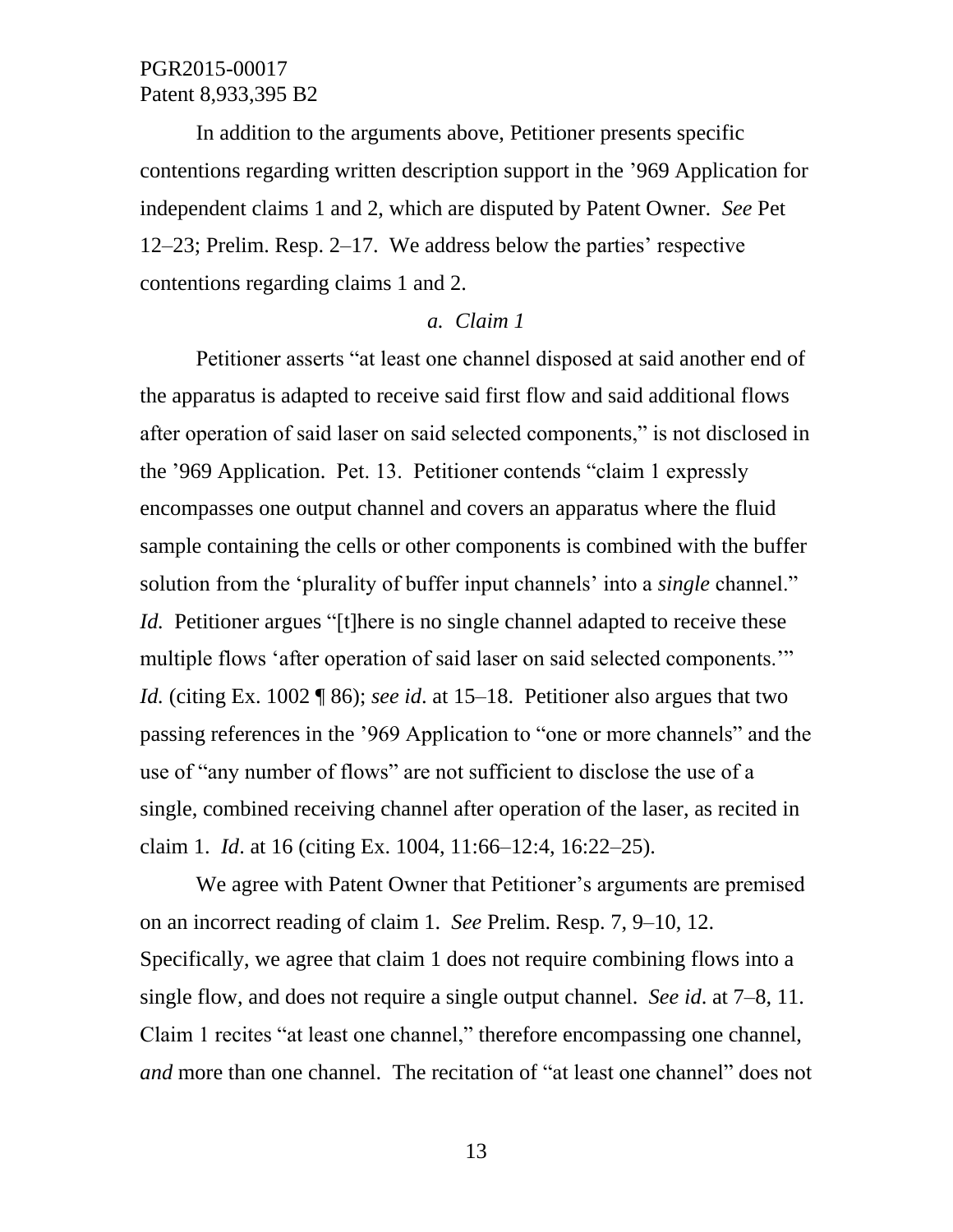In addition to the arguments above, Petitioner presents specific contentions regarding written description support in the ’969 Application for independent claims 1 and 2, which are disputed by Patent Owner. *See* Pet 12–23; Prelim. Resp. 2–17. We address below the parties’ respective contentions regarding claims 1 and 2.

*a. Claim 1*

Petitioner asserts “at least one channel disposed at said another end of the apparatus is adapted to receive said first flow and said additional flows after operation of said laser on said selected components,” is not disclosed in the ’969 Application. Pet. 13. Petitioner contends “claim 1 expressly encompasses one output channel and covers an apparatus where the fluid sample containing the cells or other components is combined with the buffer solution from the ‘plurality of buffer input channels’ into a *single* channel.” *Id.* Petitioner argues “[t]here is no single channel adapted to receive these multiple flows ‘after operation of said laser on said selected components.’” *Id.* (citing Ex. 1002 ¶ 86); *see id*. at 15–18. Petitioner also argues that two passing references in the ’969 Application to “one or more channels” and the use of “any number of flows” are not sufficient to disclose the use of a single, combined receiving channel after operation of the laser, as recited in claim 1. *Id*. at 16 (citing Ex. 1004, 11:66–12:4, 16:22–25).

We agree with Patent Owner that Petitioner’s arguments are premised on an incorrect reading of claim 1. *See* Prelim. Resp. 7, 9–10, 12. Specifically, we agree that claim 1 does not require combining flows into a single flow, and does not require a single output channel. *See id*. at 7–8, 11. Claim 1 recites “at least one channel,” therefore encompassing one channel, *and* more than one channel. The recitation of “at least one channel” does not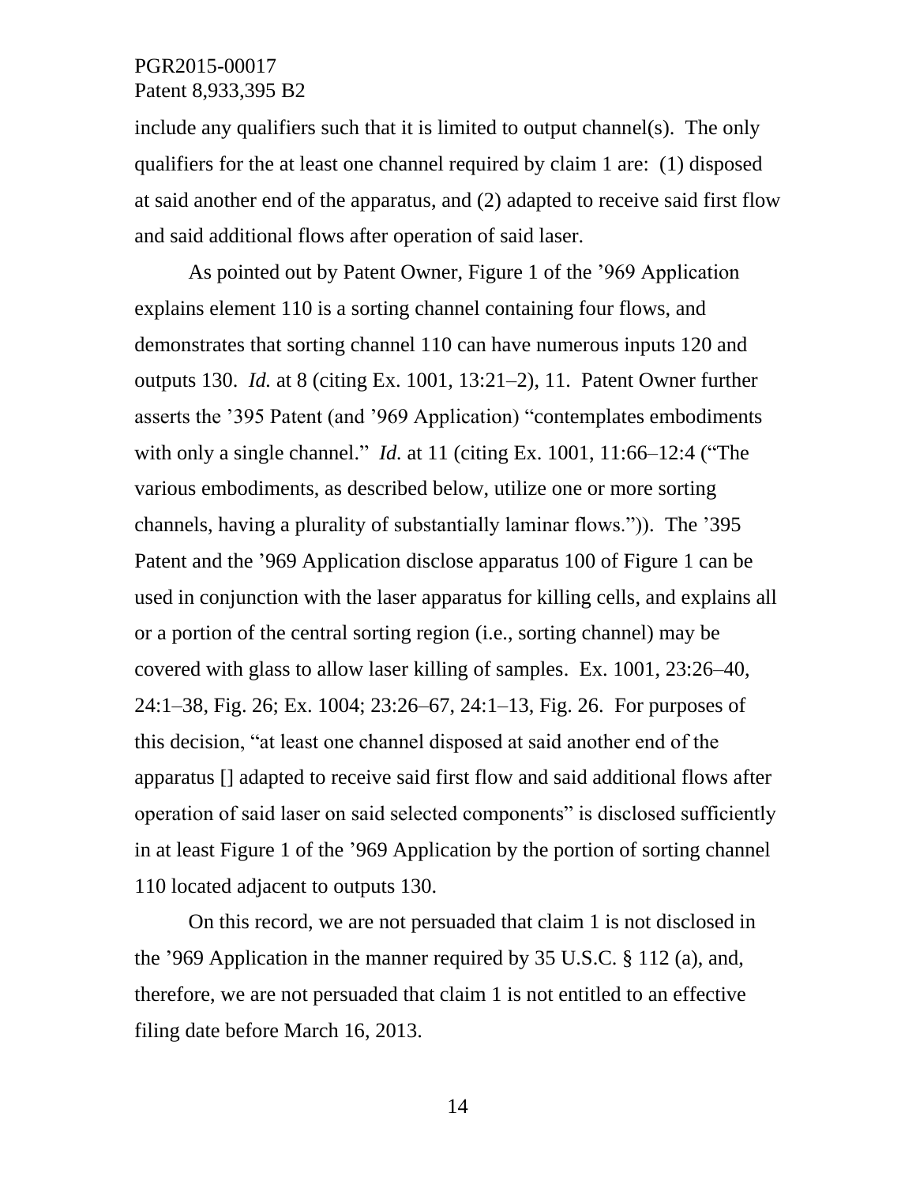include any qualifiers such that it is limited to output channel(s). The only qualifiers for the at least one channel required by claim 1 are: (1) disposed at said another end of the apparatus, and (2) adapted to receive said first flow and said additional flows after operation of said laser.

As pointed out by Patent Owner, Figure 1 of the '969 Application explains element 110 is a sorting channel containing four flows, and demonstrates that sorting channel 110 can have numerous inputs 120 and outputs 130. *Id.* at 8 (citing Ex. 1001, 13:21–2), 11. Patent Owner further asserts the '395 Patent (and '969 Application) "contemplates embodiments with only a single channel." *Id.* at 11 (citing Ex. 1001, 11:66–12:4 ("The various embodiments, as described below, utilize one or more sorting channels, having a plurality of substantially laminar flows.")). The '395 Patent and the '969 Application disclose apparatus 100 of Figure 1 can be used in conjunction with the laser apparatus for killing cells, and explains all or a portion of the central sorting region (i.e., sorting channel) may be covered with glass to allow laser killing of samples. Ex. 1001, 23:26–40, 24:1–38, Fig. 26; Ex. 1004; 23:26–67, 24:1–13, Fig. 26. For purposes of this decision, "at least one channel disposed at said another end of the apparatus [] adapted to receive said first flow and said additional flows after operation of said laser on said selected components" is disclosed sufficiently in at least Figure 1 of the '969 Application by the portion of sorting channel 110 located adjacent to outputs 130.

On this record, we are not persuaded that claim 1 is not disclosed in the '969 Application in the manner required by 35 U.S.C. § 112 (a), and, therefore, we are not persuaded that claim 1 is not entitled to an effective filing date before March 16, 2013.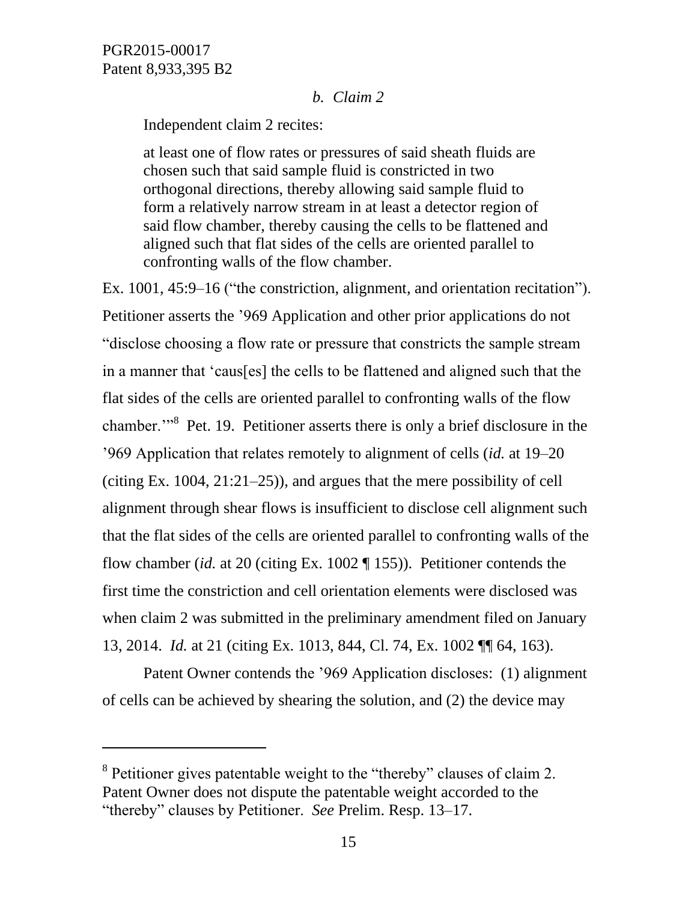*b. Claim 2*

Independent claim 2 recites:

> at least one of flow rates or pressures of said sheath fluids are chosen such that said sample fluid is constricted in two orthogonal directions, thereby allowing said sample fluid to form a relatively narrow stream in at least a detector region of said flow chamber, thereby causing the cells to be flattened and aligned such that flat sides of the cells are oriented parallel to confronting walls of the flow chamber.

Ex. 1001, 45:9–16 ("the constriction, alignment, and orientation recitation"). Petitioner asserts the '969 Application and other prior applications do not "disclose choosing a flow rate or pressure that constricts the sample stream in a manner that 'caus[es] the cells to be flattened and aligned such that the flat sides of the cells are oriented parallel to confronting walls of the flow chamber.'"[8] Pet. 19. Petitioner asserts there is only a brief disclosure in the '969 Application that relates remotely to alignment of cells (*id.* at 19–20 (citing Ex. 1004, 21:21–25)), and argues that the mere possibility of cell alignment through shear flows is insufficient to disclose cell alignment such that the flat sides of the cells are oriented parallel to confronting walls of the flow chamber (*id.* at 20 (citing Ex. 1002 ¶ 155)). Petitioner contends the first time the constriction and cell orientation elements were disclosed was when claim 2 was submitted in the preliminary amendment filed on January 13, 2014. *Id.* at 21 (citing Ex. 1013, 844, Cl. 74, Ex. 1002 ¶¶ 64, 163).

Patent Owner contends the '969 Application discloses: (1) alignment of cells can be achieved by shearing the solution, and (2) the device may

---

[8] Petitioner gives patentable weight to the "thereby" clauses of claim 2. Patent Owner does not dispute the patentable weight accorded to the "thereby" clauses by Petitioner. *See* Prelim. Resp. 13–17.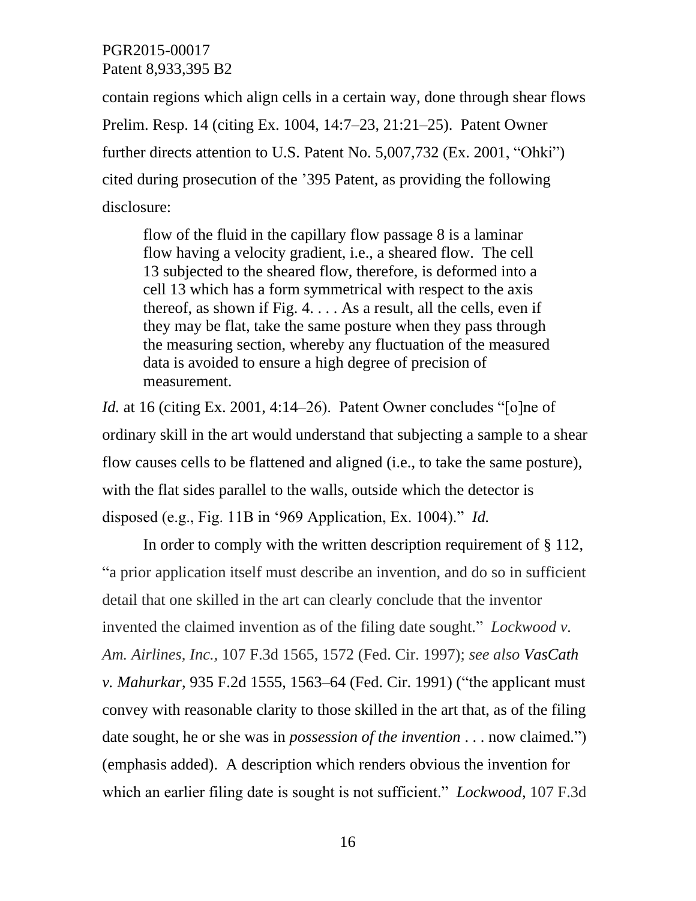contain regions which align cells in a certain way, done through shear flows Prelim. Resp. 14 (citing Ex. 1004, 14:7–23, 21:21–25). Patent Owner further directs attention to U.S. Patent No. 5,007,732 (Ex. 2001, "Ohki") cited during prosecution of the '395 Patent, as providing the following disclosure:

> flow of the fluid in the capillary flow passage 8 is a laminar flow having a velocity gradient, i.e., a sheared flow. The cell 13 subjected to the sheared flow, therefore, is deformed into a cell 13 which has a form symmetrical with respect to the axis thereof, as shown if Fig. 4. . . . As a result, all the cells, even if they may be flat, take the same posture when they pass through the measuring section, whereby any fluctuation of the measured data is avoided to ensure a high degree of precision of measurement.

*Id.* at 16 (citing Ex. 2001, 4:14–26). Patent Owner concludes "[o]ne of ordinary skill in the art would understand that subjecting a sample to a shear flow causes cells to be flattened and aligned (i.e., to take the same posture), with the flat sides parallel to the walls, outside which the detector is disposed (e.g., Fig. 11B in '969 Application, Ex. 1004)." *Id.*

In order to comply with the written description requirement of § 112, "a prior application itself must describe an invention, and do so in sufficient detail that one skilled in the art can clearly conclude that the inventor invented the claimed invention as of the filing date sought." *Lockwood v. Am. Airlines, Inc.*, 107 F.3d 1565, 1572 (Fed. Cir. 1997); *see also VasCath v. Mahurkar*, 935 F.2d 1555, 1563–64 (Fed. Cir. 1991) ("the applicant must convey with reasonable clarity to those skilled in the art that, as of the filing date sought, he or she was in *possession of the invention* . . . now claimed.") (emphasis added). A description which renders obvious the invention for which an earlier filing date is sought is not sufficient." *Lockwood*, 107 F.3d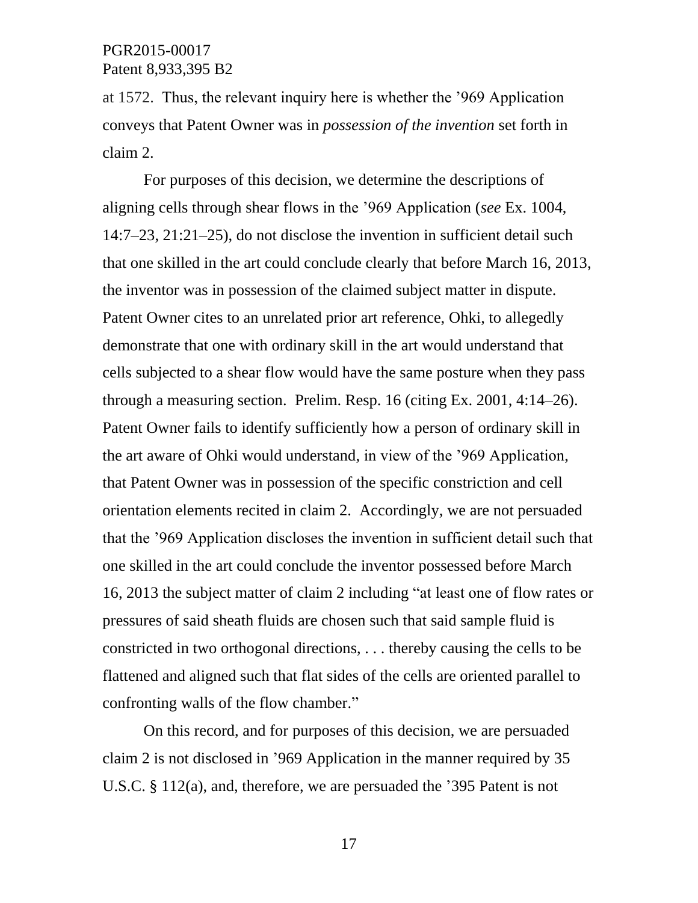at 1572. Thus, the relevant inquiry here is whether the ’969 Application conveys that Patent Owner was in *possession of the invention* set forth in claim 2.

For purposes of this decision, we determine the descriptions of aligning cells through shear flows in the ’969 Application (*see* Ex. 1004, 14:7–23, 21:21–25), do not disclose the invention in sufficient detail such that one skilled in the art could conclude clearly that before March 16, 2013, the inventor was in possession of the claimed subject matter in dispute. Patent Owner cites to an unrelated prior art reference, Ohki, to allegedly demonstrate that one with ordinary skill in the art would understand that cells subjected to a shear flow would have the same posture when they pass through a measuring section. Prelim. Resp. 16 (citing Ex. 2001, 4:14–26). Patent Owner fails to identify sufficiently how a person of ordinary skill in the art aware of Ohki would understand, in view of the ’969 Application, that Patent Owner was in possession of the specific constriction and cell orientation elements recited in claim 2. Accordingly, we are not persuaded that the ’969 Application discloses the invention in sufficient detail such that one skilled in the art could conclude the inventor possessed before March 16, 2013 the subject matter of claim 2 including “at least one of flow rates or pressures of said sheath fluids are chosen such that said sample fluid is constricted in two orthogonal directions, . . . thereby causing the cells to be flattened and aligned such that flat sides of the cells are oriented parallel to confronting walls of the flow chamber.”

On this record, and for purposes of this decision, we are persuaded claim 2 is not disclosed in ’969 Application in the manner required by 35 U.S.C. § 112(a), and, therefore, we are persuaded the ’395 Patent is not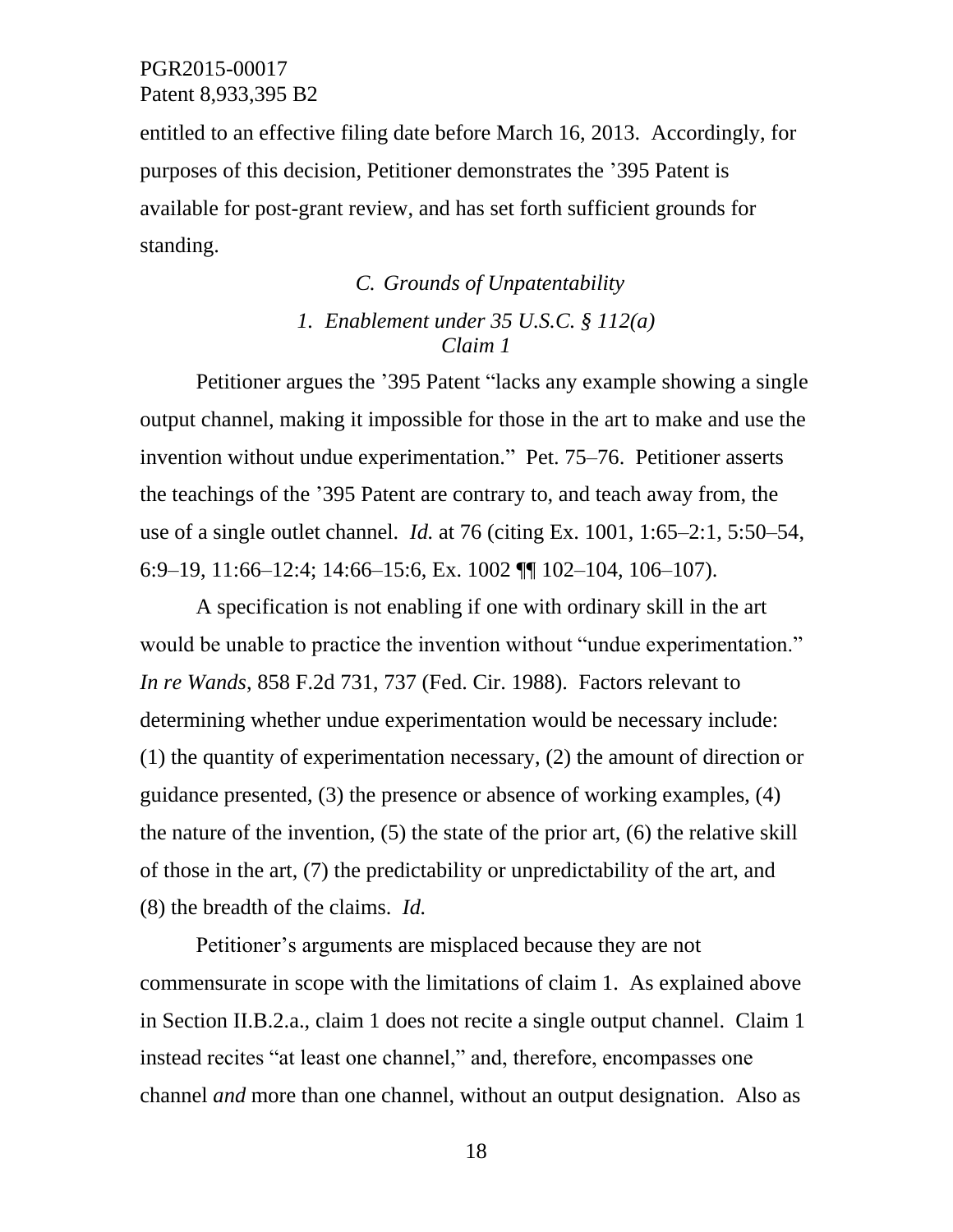entitled to an effective filing date before March 16, 2013. Accordingly, for purposes of this decision, Petitioner demonstrates the ’395 Patent is available for post-grant review, and has set forth sufficient grounds for standing.

### *C. Grounds of Unpatentability*

#### *1. Enablement under 35 U.S.C. § 112(a)* *Claim 1*

Petitioner argues the ’395 Patent “lacks any example showing a single output channel, making it impossible for those in the art to make and use the invention without undue experimentation.” Pet. 75–76. Petitioner asserts the teachings of the ’395 Patent are contrary to, and teach away from, the use of a single outlet channel. *Id.* at 76 (citing Ex. 1001, 1:65–2:1, 5:50–54, 6:9–19, 11:66–12:4; 14:66–15:6, Ex. 1002 ¶¶ 102–104, 106–107).

A specification is not enabling if one with ordinary skill in the art would be unable to practice the invention without “undue experimentation.” *In re Wands*, 858 F.2d 731, 737 (Fed. Cir. 1988). Factors relevant to determining whether undue experimentation would be necessary include: (1) the quantity of experimentation necessary, (2) the amount of direction or guidance presented, (3) the presence or absence of working examples, (4) the nature of the invention, (5) the state of the prior art, (6) the relative skill of those in the art, (7) the predictability or unpredictability of the art, and (8) the breadth of the claims. *Id.*

Petitioner’s arguments are misplaced because they are not commensurate in scope with the limitations of claim 1. As explained above in Section II.B.2.a., claim 1 does not recite a single output channel. Claim 1 instead recites “at least one channel,” and, therefore, encompasses one channel *and* more than one channel, without an output designation. Also as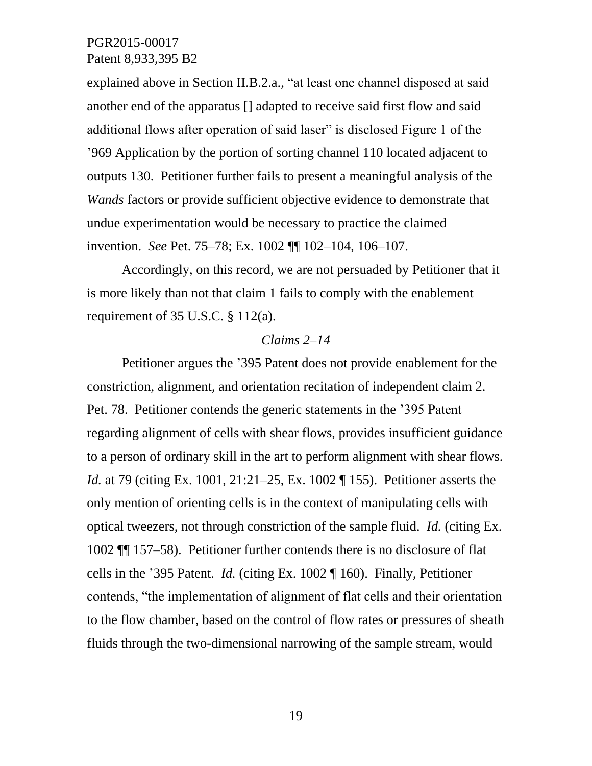explained above in Section II.B.2.a., "at least one channel disposed at said another end of the apparatus [] adapted to receive said first flow and said additional flows after operation of said laser" is disclosed Figure 1 of the '969 Application by the portion of sorting channel 110 located adjacent to outputs 130. Petitioner further fails to present a meaningful analysis of the *Wands* factors or provide sufficient objective evidence to demonstrate that undue experimentation would be necessary to practice the claimed invention. *See* Pet. 75–78; Ex. 1002 ¶¶ 102–104, 106–107.

Accordingly, on this record, we are not persuaded by Petitioner that it is more likely than not that claim 1 fails to comply with the enablement requirement of 35 U.S.C. § 112(a).

*Claims 2–14*

Petitioner argues the '395 Patent does not provide enablement for the constriction, alignment, and orientation recitation of independent claim 2. Pet. 78. Petitioner contends the generic statements in the '395 Patent regarding alignment of cells with shear flows, provides insufficient guidance to a person of ordinary skill in the art to perform alignment with shear flows. *Id.* at 79 (citing Ex. 1001, 21:21–25, Ex. 1002 ¶ 155). Petitioner asserts the only mention of orienting cells is in the context of manipulating cells with optical tweezers, not through constriction of the sample fluid. *Id.* (citing Ex. 1002 ¶¶ 157–58). Petitioner further contends there is no disclosure of flat cells in the '395 Patent. *Id.* (citing Ex. 1002 ¶ 160). Finally, Petitioner contends, "the implementation of alignment of flat cells and their orientation to the flow chamber, based on the control of flow rates or pressures of sheath fluids through the two-dimensional narrowing of the sample stream, would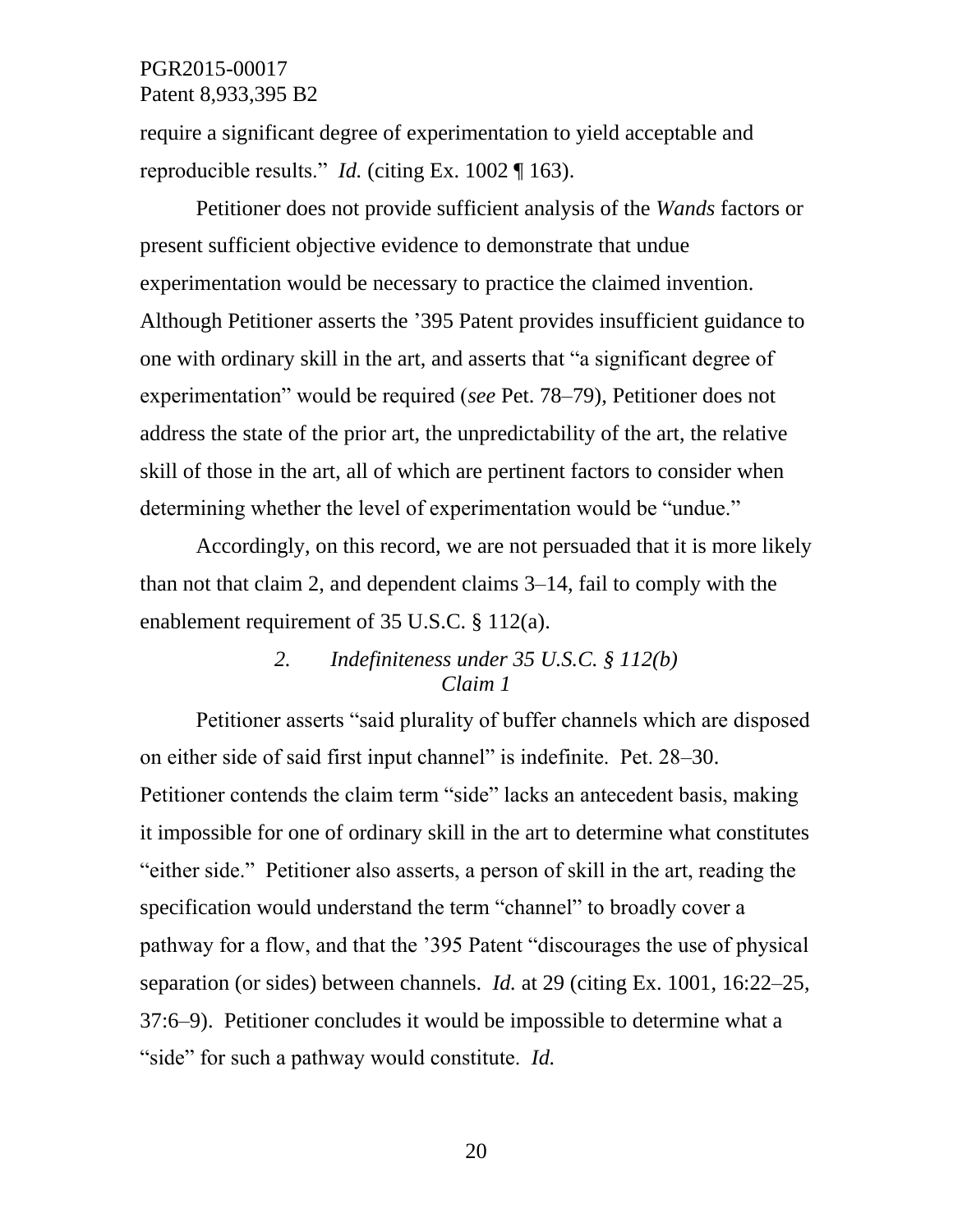require a significant degree of experimentation to yield acceptable and reproducible results." *Id.* (citing Ex. 1002 ¶ 163).

Petitioner does not provide sufficient analysis of the *Wands* factors or present sufficient objective evidence to demonstrate that undue experimentation would be necessary to practice the claimed invention. Although Petitioner asserts the '395 Patent provides insufficient guidance to one with ordinary skill in the art, and asserts that "a significant degree of experimentation" would be required (*see* Pet. 78–79), Petitioner does not address the state of the prior art, the unpredictability of the art, the relative skill of those in the art, all of which are pertinent factors to consider when determining whether the level of experimentation would be "undue."

Accordingly, on this record, we are not persuaded that it is more likely than not that claim 2, and dependent claims 3–14, fail to comply with the enablement requirement of 35 U.S.C. § 112(a).

### *2. Indefiniteness under 35 U.S.C. § 112(b)*
### *Claim 1*

Petitioner asserts "said plurality of buffer channels which are disposed on either side of said first input channel" is indefinite. Pet. 28–30. Petitioner contends the claim term "side" lacks an antecedent basis, making it impossible for one of ordinary skill in the art to determine what constitutes "either side." Petitioner also asserts, a person of skill in the art, reading the specification would understand the term "channel" to broadly cover a pathway for a flow, and that the '395 Patent "discourages the use of physical separation (or sides) between channels. *Id.* at 29 (citing Ex. 1001, 16:22–25, 37:6–9). Petitioner concludes it would be impossible to determine what a "side" for such a pathway would constitute. *Id.*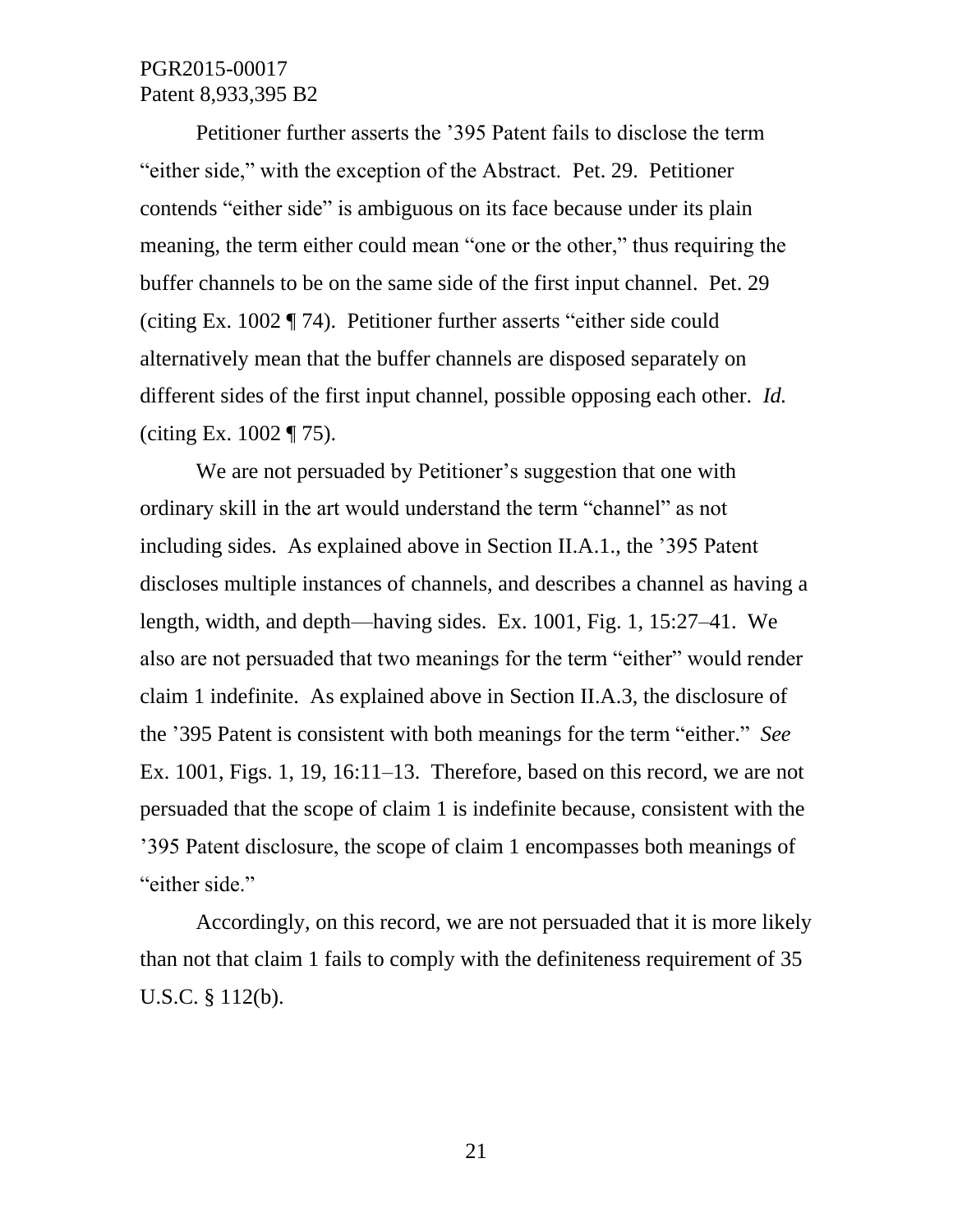Petitioner further asserts the ’395 Patent fails to disclose the term “either side,” with the exception of the Abstract. Pet. 29. Petitioner contends “either side” is ambiguous on its face because under its plain meaning, the term either could mean “one or the other,” thus requiring the buffer channels to be on the same side of the first input channel. Pet. 29 (citing Ex. 1002 ¶ 74). Petitioner further asserts “either side could alternatively mean that the buffer channels are disposed separately on different sides of the first input channel, possible opposing each other. *Id.* (citing Ex. 1002 ¶ 75).

We are not persuaded by Petitioner’s suggestion that one with ordinary skill in the art would understand the term “channel” as not including sides. As explained above in Section II.A.1., the ’395 Patent discloses multiple instances of channels, and describes a channel as having a length, width, and depth—having sides. Ex. 1001, Fig. 1, 15:27–41. We also are not persuaded that two meanings for the term “either” would render claim 1 indefinite. As explained above in Section II.A.3, the disclosure of the ’395 Patent is consistent with both meanings for the term “either.” *See* Ex. 1001, Figs. 1, 19, 16:11–13. Therefore, based on this record, we are not persuaded that the scope of claim 1 is indefinite because, consistent with the ’395 Patent disclosure, the scope of claim 1 encompasses both meanings of “either side.”

Accordingly, on this record, we are not persuaded that it is more likely than not that claim 1 fails to comply with the definiteness requirement of 35 U.S.C. § 112(b).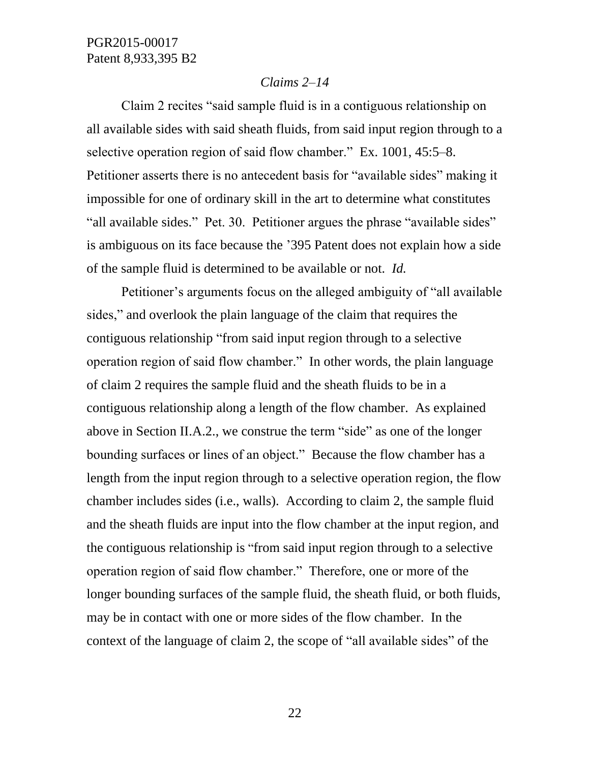*Claims 2–14*

Claim 2 recites "said sample fluid is in a contiguous relationship on all available sides with said sheath fluids, from said input region through to a selective operation region of said flow chamber." Ex. 1001, 45:5–8. Petitioner asserts there is no antecedent basis for "available sides" making it impossible for one of ordinary skill in the art to determine what constitutes "all available sides." Pet. 30. Petitioner argues the phrase "available sides" is ambiguous on its face because the '395 Patent does not explain how a side of the sample fluid is determined to be available or not. *Id.*

Petitioner's arguments focus on the alleged ambiguity of "all available sides," and overlook the plain language of the claim that requires the contiguous relationship "from said input region through to a selective operation region of said flow chamber." In other words, the plain language of claim 2 requires the sample fluid and the sheath fluids to be in a contiguous relationship along a length of the flow chamber. As explained above in Section II.A.2., we construe the term "side" as one of the longer bounding surfaces or lines of an object." Because the flow chamber has a length from the input region through to a selective operation region, the flow chamber includes sides (i.e., walls). According to claim 2, the sample fluid and the sheath fluids are input into the flow chamber at the input region, and the contiguous relationship is "from said input region through to a selective operation region of said flow chamber." Therefore, one or more of the longer bounding surfaces of the sample fluid, the sheath fluid, or both fluids, may be in contact with one or more sides of the flow chamber. In the context of the language of claim 2, the scope of "all available sides" of the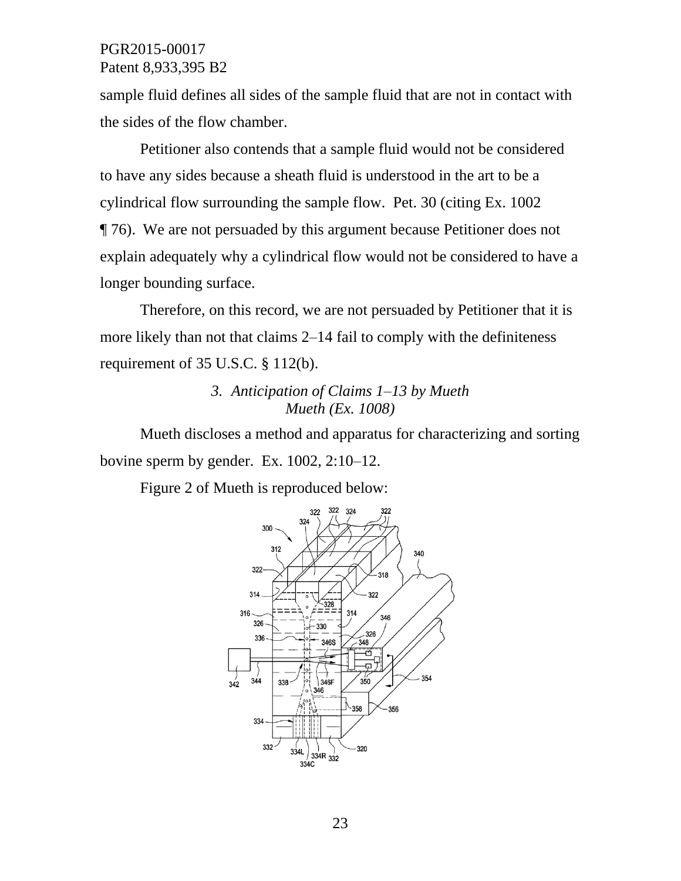sample fluid defines all sides of the sample fluid that are not in contact with the sides of the flow chamber.

Petitioner also contends that a sample fluid would not be considered to have any sides because a sheath fluid is understood in the art to be a cylindrical flow surrounding the sample flow. Pet. 30 (citing Ex. 1002 ¶ 76). We are not persuaded by this argument because Petitioner does not explain adequately why a cylindrical flow would not be considered to have a longer bounding surface.

Therefore, on this record, we are not persuaded by Petitioner that it is more likely than not that claims 2–14 fail to comply with the definiteness requirement of 35 U.S.C. § 112(b).

### *3. Anticipation of Claims 1–13 by Mueth*

*Mueth (Ex. 1008)*

Mueth discloses a method and apparatus for characterizing and sorting bovine sperm by gender. Ex. 1002, 2:10–12.

Figure 2 of Mueth is reproduced below: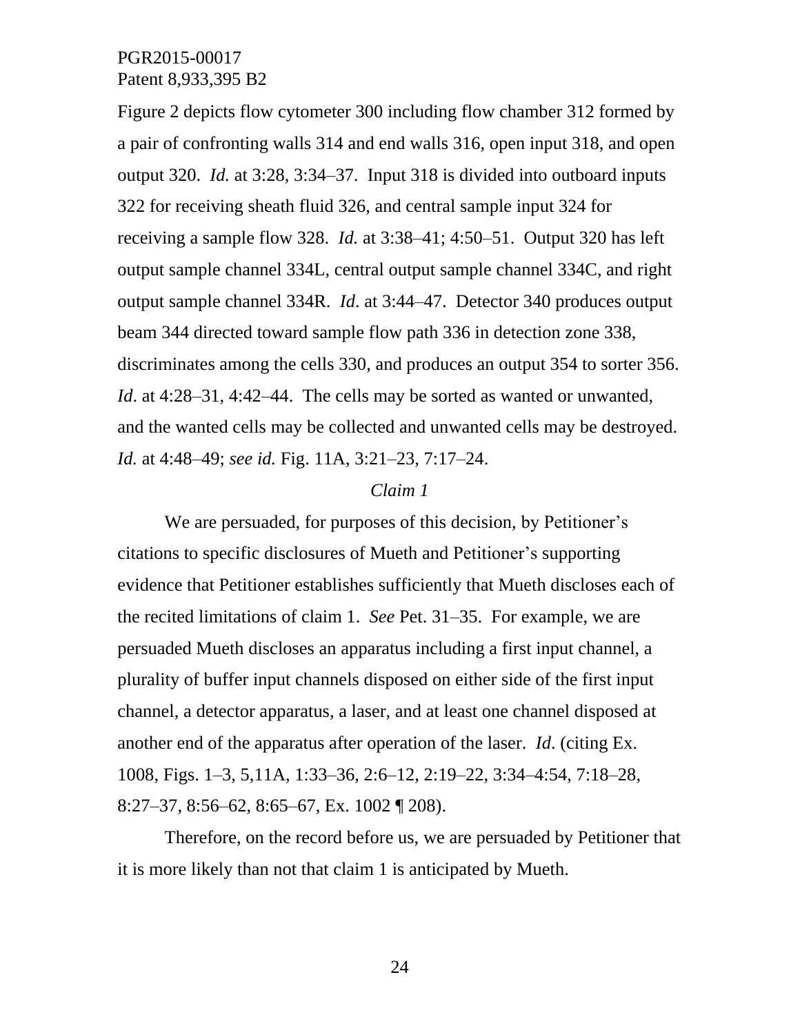Figure 2 depicts flow cytometer 300 including flow chamber 312 formed by a pair of confronting walls 314 and end walls 316, open input 318, and open output 320. *Id.* at 3:28, 3:34–37. Input 318 is divided into outboard inputs 322 for receiving sheath fluid 326, and central sample input 324 for receiving a sample flow 328. *Id.* at 3:38–41; 4:50–51. Output 320 has left output sample channel 334L, central output sample channel 334C, and right output sample channel 334R. *Id*. at 3:44–47. Detector 340 produces output beam 344 directed toward sample flow path 336 in detection zone 338, discriminates among the cells 330, and produces an output 354 to sorter 356. *Id*. at 4:28–31, 4:42–44. The cells may be sorted as wanted or unwanted, and the wanted cells may be collected and unwanted cells may be destroyed. *Id.* at 4:48–49; *see id.* Fig. 11A, 3:21–23, 7:17–24.

*Claim 1*

We are persuaded, for purposes of this decision, by Petitioner's citations to specific disclosures of Mueth and Petitioner's supporting evidence that Petitioner establishes sufficiently that Mueth discloses each of the recited limitations of claim 1. *See* Pet. 31–35. For example, we are persuaded Mueth discloses an apparatus including a first input channel, a plurality of buffer input channels disposed on either side of the first input channel, a detector apparatus, a laser, and at least one channel disposed at another end of the apparatus after operation of the laser. *Id*. (citing Ex. 1008, Figs. 1–3, 5,11A, 1:33–36, 2:6–12, 2:19–22, 3:34–4:54, 7:18–28, 8:27–37, 8:56–62, 8:65–67, Ex. 1002 ¶ 208).

Therefore, on the record before us, we are persuaded by Petitioner that it is more likely than not that claim 1 is anticipated by Mueth.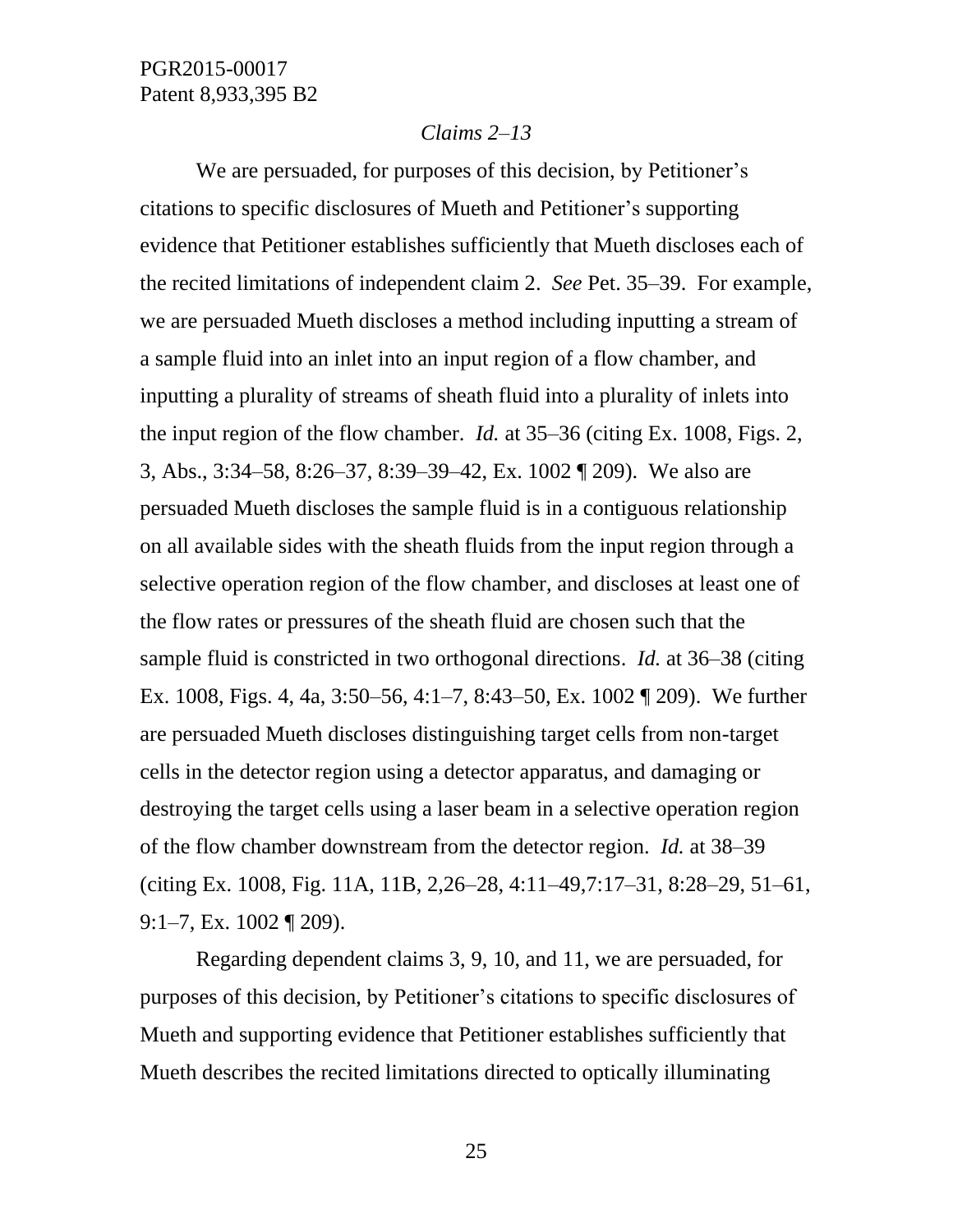*Claims 2–13*

We are persuaded, for purposes of this decision, by Petitioner's citations to specific disclosures of Mueth and Petitioner's supporting evidence that Petitioner establishes sufficiently that Mueth discloses each of the recited limitations of independent claim 2. *See* Pet. 35–39. For example, we are persuaded Mueth discloses a method including inputting a stream of a sample fluid into an inlet into an input region of a flow chamber, and inputting a plurality of streams of sheath fluid into a plurality of inlets into the input region of the flow chamber. *Id.* at 35–36 (citing Ex. 1008, Figs. 2, 3, Abs., 3:34–58, 8:26–37, 8:39–39–42, Ex. 1002 ¶ 209). We also are persuaded Mueth discloses the sample fluid is in a contiguous relationship on all available sides with the sheath fluids from the input region through a selective operation region of the flow chamber, and discloses at least one of the flow rates or pressures of the sheath fluid are chosen such that the sample fluid is constricted in two orthogonal directions. *Id.* at 36–38 (citing Ex. 1008, Figs. 4, 4a, 3:50–56, 4:1–7, 8:43–50, Ex. 1002 ¶ 209). We further are persuaded Mueth discloses distinguishing target cells from non-target cells in the detector region using a detector apparatus, and damaging or destroying the target cells using a laser beam in a selective operation region of the flow chamber downstream from the detector region. *Id.* at 38–39 (citing Ex. 1008, Fig. 11A, 11B, 2,26–28, 4:11–49,7:17–31, 8:28–29, 51–61, 9:1–7, Ex. 1002 ¶ 209).

Regarding dependent claims 3, 9, 10, and 11, we are persuaded, for purposes of this decision, by Petitioner's citations to specific disclosures of Mueth and supporting evidence that Petitioner establishes sufficiently that Mueth describes the recited limitations directed to optically illuminating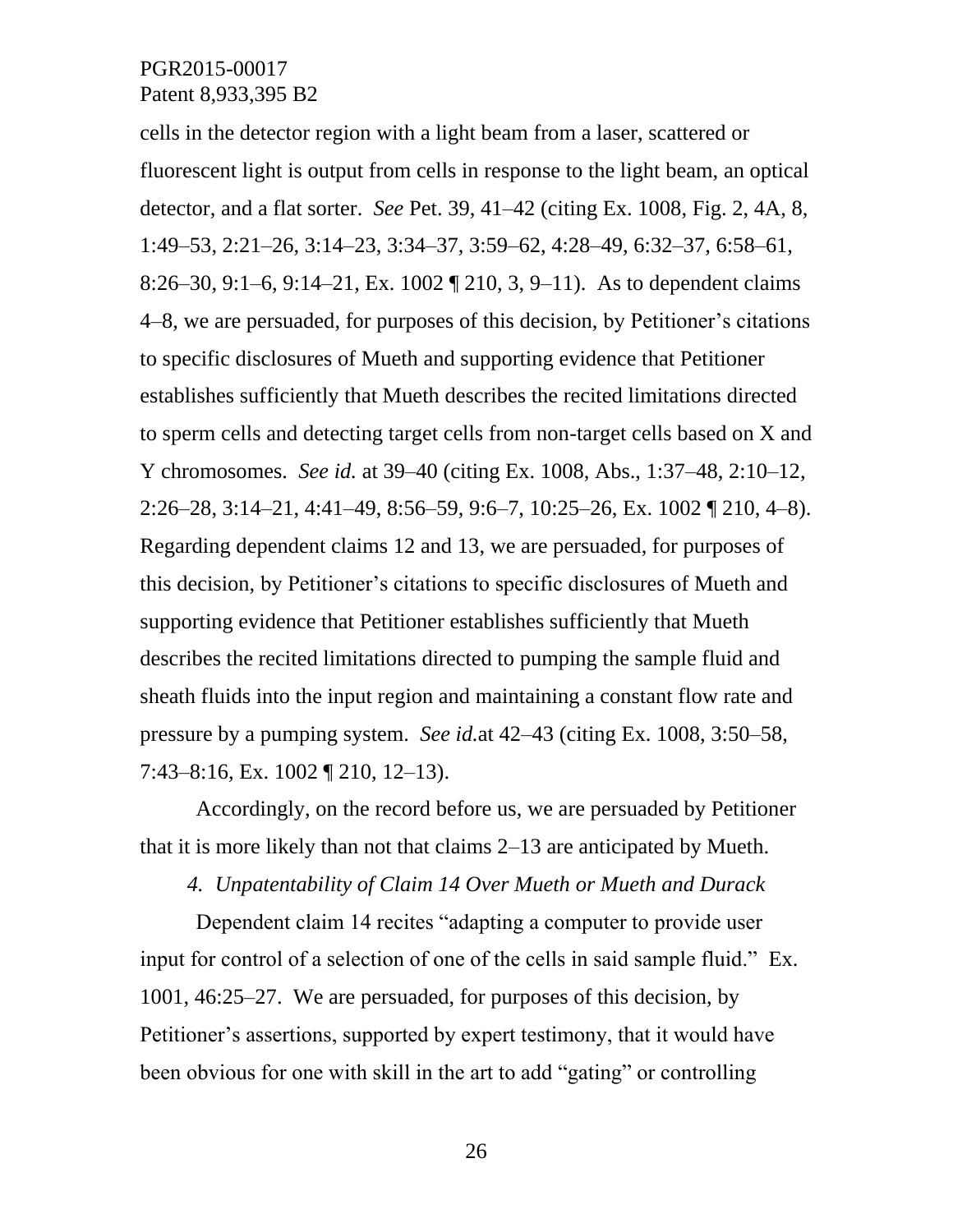cells in the detector region with a light beam from a laser, scattered or fluorescent light is output from cells in response to the light beam, an optical detector, and a flat sorter. *See* Pet. 39, 41–42 (citing Ex. 1008, Fig. 2, 4A, 8, 1:49–53, 2:21–26, 3:14–23, 3:34–37, 3:59–62, 4:28–49, 6:32–37, 6:58–61, 8:26–30, 9:1–6, 9:14–21, Ex. 1002 ¶ 210, 3, 9–11). As to dependent claims 4–8, we are persuaded, for purposes of this decision, by Petitioner's citations to specific disclosures of Mueth and supporting evidence that Petitioner establishes sufficiently that Mueth describes the recited limitations directed to sperm cells and detecting target cells from non-target cells based on X and Y chromosomes. *See id.* at 39–40 (citing Ex. 1008, Abs., 1:37–48, 2:10–12, 2:26–28, 3:14–21, 4:41–49, 8:56–59, 9:6–7, 10:25–26, Ex. 1002 ¶ 210, 4–8). Regarding dependent claims 12 and 13, we are persuaded, for purposes of this decision, by Petitioner's citations to specific disclosures of Mueth and supporting evidence that Petitioner establishes sufficiently that Mueth describes the recited limitations directed to pumping the sample fluid and sheath fluids into the input region and maintaining a constant flow rate and pressure by a pumping system. *See id.*at 42–43 (citing Ex. 1008, 3:50–58, 7:43–8:16, Ex. 1002 ¶ 210, 12–13).

Accordingly, on the record before us, we are persuaded by Petitioner that it is more likely than not that claims 2–13 are anticipated by Mueth.

*4. Unpatentability of Claim 14 Over Mueth or Mueth and Durack*

Dependent claim 14 recites "adapting a computer to provide user input for control of a selection of one of the cells in said sample fluid." Ex. 1001, 46:25–27. We are persuaded, for purposes of this decision, by Petitioner's assertions, supported by expert testimony, that it would have been obvious for one with skill in the art to add "gating" or controlling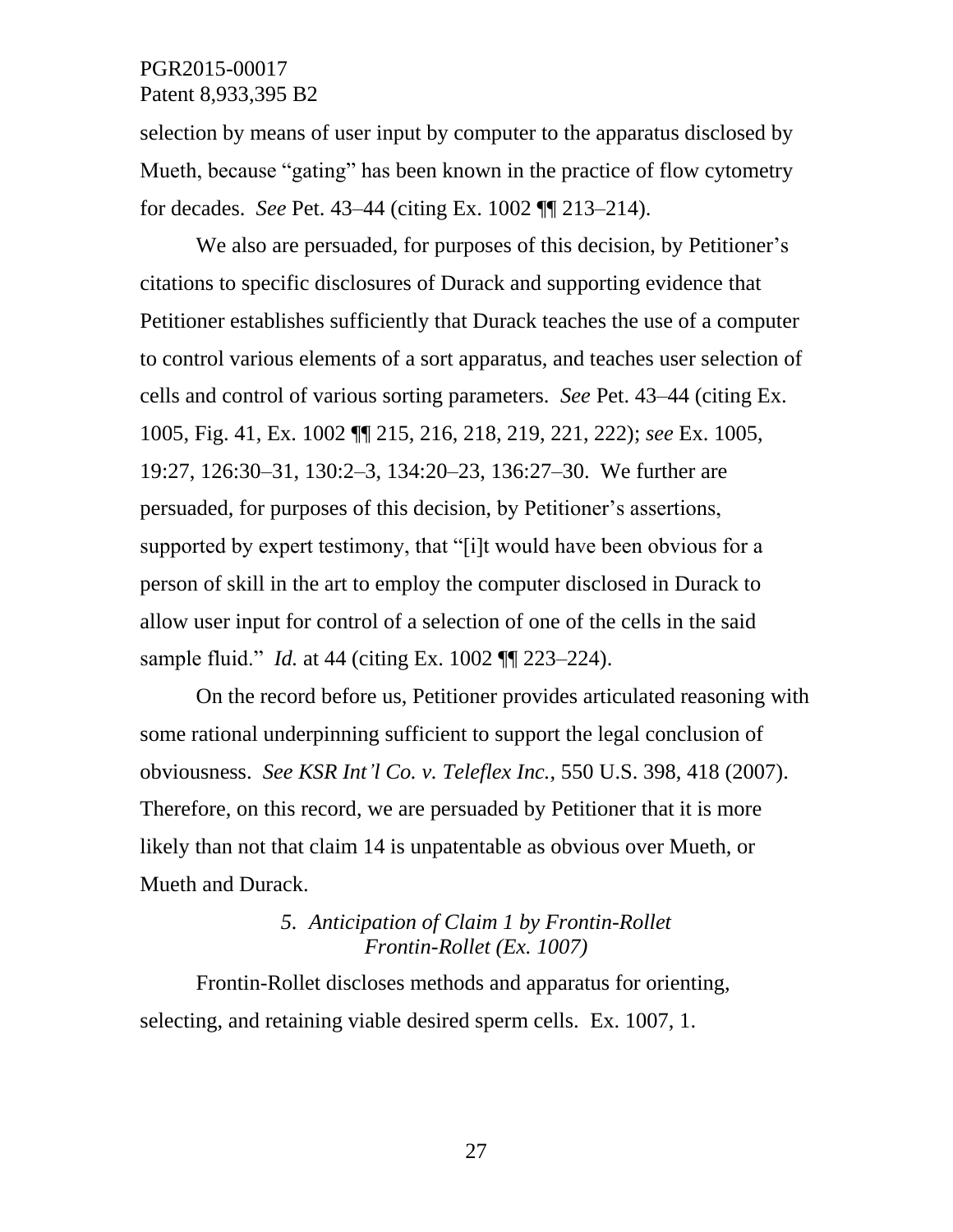selection by means of user input by computer to the apparatus disclosed by Mueth, because "gating" has been known in the practice of flow cytometry for decades. *See* Pet. 43–44 (citing Ex. 1002 ¶¶ 213–214).

We also are persuaded, for purposes of this decision, by Petitioner's citations to specific disclosures of Durack and supporting evidence that Petitioner establishes sufficiently that Durack teaches the use of a computer to control various elements of a sort apparatus, and teaches user selection of cells and control of various sorting parameters. *See* Pet. 43–44 (citing Ex. 1005, Fig. 41, Ex. 1002 ¶¶ 215, 216, 218, 219, 221, 222); *see* Ex. 1005, 19:27, 126:30–31, 130:2–3, 134:20–23, 136:27–30. We further are persuaded, for purposes of this decision, by Petitioner's assertions, supported by expert testimony, that "[i]t would have been obvious for a person of skill in the art to employ the computer disclosed in Durack to allow user input for control of a selection of one of the cells in the said sample fluid." *Id.* at 44 (citing Ex. 1002 ¶¶ 223–224).

On the record before us, Petitioner provides articulated reasoning with some rational underpinning sufficient to support the legal conclusion of obviousness. *See KSR Int'l Co. v. Teleflex Inc.*, 550 U.S. 398, 418 (2007). Therefore, on this record, we are persuaded by Petitioner that it is more likely than not that claim 14 is unpatentable as obvious over Mueth, or Mueth and Durack.

### *5. Anticipation of Claim 1 by Frontin-Rollet*

#### *Frontin-Rollet (Ex. 1007)*

Frontin-Rollet discloses methods and apparatus for orienting, selecting, and retaining viable desired sperm cells. Ex. 1007, 1.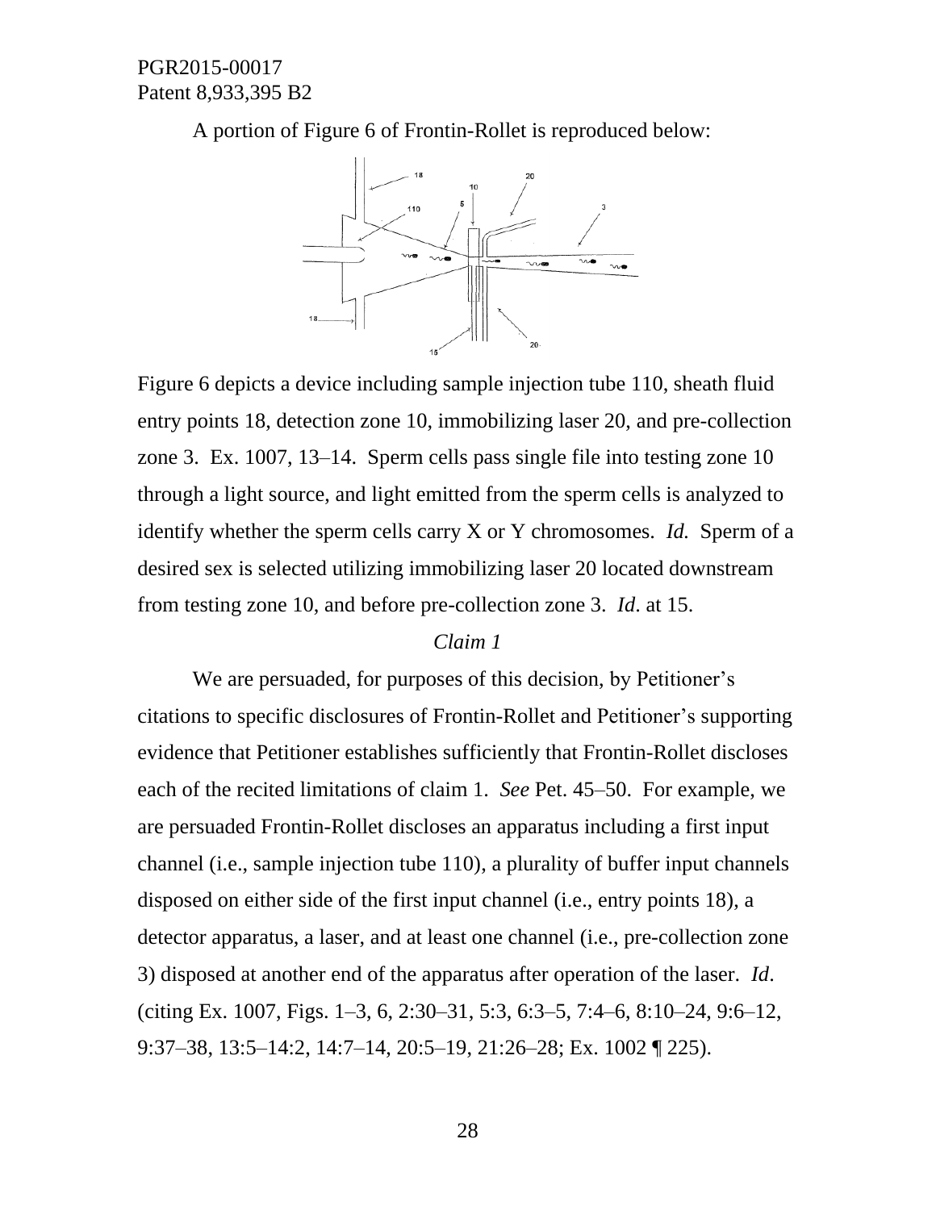A portion of Figure 6 of Frontin-Rollet is reproduced below:

Figure 6 depicts a device including sample injection tube 110, sheath fluid entry points 18, detection zone 10, immobilizing laser 20, and pre-collection zone 3. Ex. 1007, 13–14. Sperm cells pass single file into testing zone 10 through a light source, and light emitted from the sperm cells is analyzed to identify whether the sperm cells carry X or Y chromosomes. *Id.* Sperm of a desired sex is selected utilizing immobilizing laser 20 located downstream from testing zone 10, and before pre-collection zone 3. *Id*. at 15.

*Claim 1*

We are persuaded, for purposes of this decision, by Petitioner's citations to specific disclosures of Frontin-Rollet and Petitioner's supporting evidence that Petitioner establishes sufficiently that Frontin-Rollet discloses each of the recited limitations of claim 1. *See* Pet. 45–50. For example, we are persuaded Frontin-Rollet discloses an apparatus including a first input channel (i.e., sample injection tube 110), a plurality of buffer input channels disposed on either side of the first input channel (i.e., entry points 18), a detector apparatus, a laser, and at least one channel (i.e., pre-collection zone 3) disposed at another end of the apparatus after operation of the laser. *Id*. (citing Ex. 1007, Figs. 1–3, 6, 2:30–31, 5:3, 6:3–5, 7:4–6, 8:10–24, 9:6–12, 9:37–38, 13:5–14:2, 14:7–14, 20:5–19, 21:26–28; Ex. 1002 ¶ 225).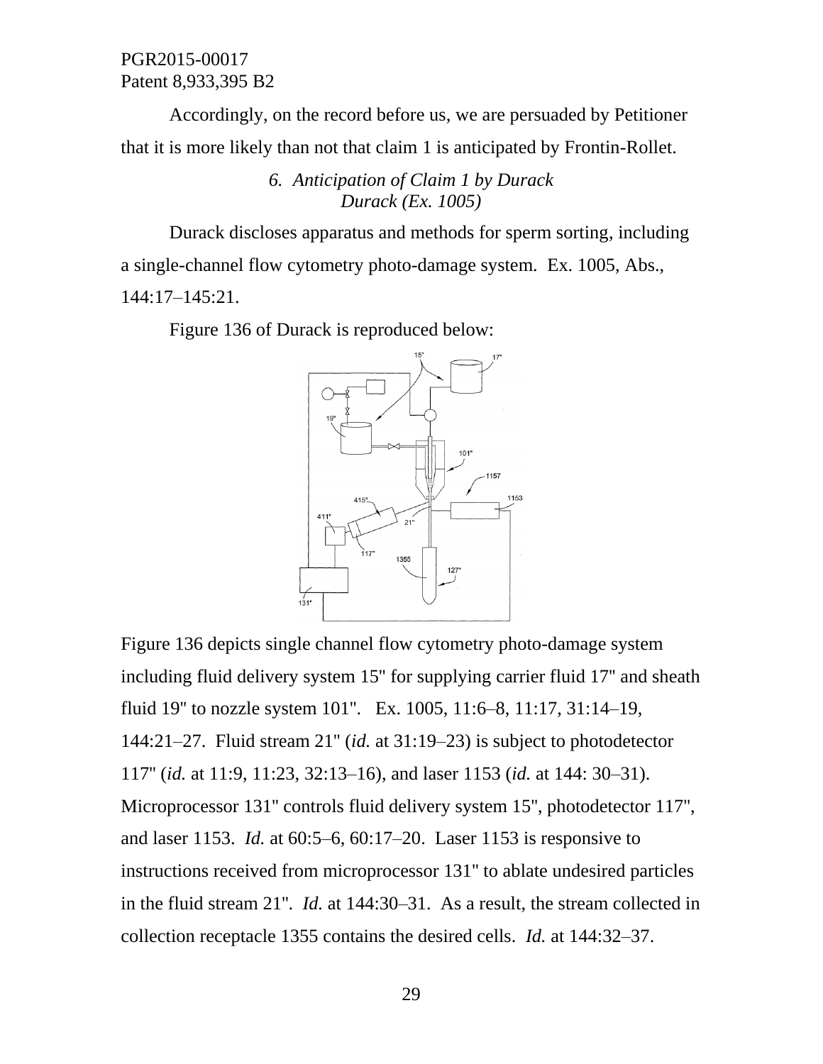Accordingly, on the record before us, we are persuaded by Petitioner that it is more likely than not that claim 1 is anticipated by Frontin-Rollet.

### *6. Anticipation of Claim 1 by Durack*
### *Durack (Ex. 1005)*

Durack discloses apparatus and methods for sperm sorting, including a single-channel flow cytometry photo-damage system. Ex. 1005, Abs., 144:17–145:21.

Figure 136 of Durack is reproduced below:

Figure 136 depicts single channel flow cytometry photo-damage system including fluid delivery system 15" for supplying carrier fluid 17" and sheath fluid 19" to nozzle system 101". Ex. 1005, 11:6–8, 11:17, 31:14–19, 144:21–27. Fluid stream 21" (*id.* at 31:19–23) is subject to photodetector 117" (*id.* at 11:9, 11:23, 32:13–16), and laser 1153 (*id.* at 144: 30–31). Microprocessor 131" controls fluid delivery system 15", photodetector 117", and laser 1153. *Id.* at 60:5–6, 60:17–20. Laser 1153 is responsive to instructions received from microprocessor 131" to ablate undesired particles in the fluid stream 21". *Id.* at 144:30–31. As a result, the stream collected in collection receptacle 1355 contains the desired cells. *Id.* at 144:32–37.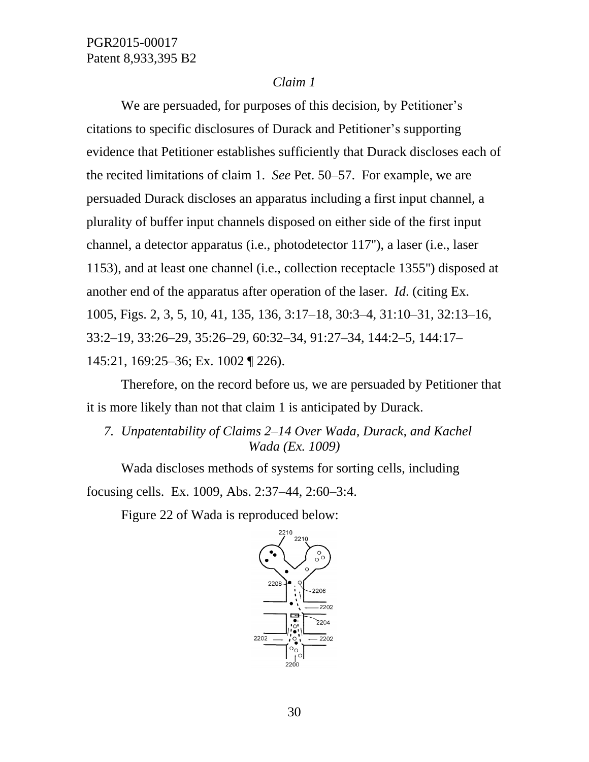*Claim 1*

We are persuaded, for purposes of this decision, by Petitioner's citations to specific disclosures of Durack and Petitioner's supporting evidence that Petitioner establishes sufficiently that Durack discloses each of the recited limitations of claim 1. *See* Pet. 50–57. For example, we are persuaded Durack discloses an apparatus including a first input channel, a plurality of buffer input channels disposed on either side of the first input channel, a detector apparatus (i.e., photodetector 117"), a laser (i.e., laser 1153), and at least one channel (i.e., collection receptacle 1355") disposed at another end of the apparatus after operation of the laser. *Id*. (citing Ex. 1005, Figs. 2, 3, 5, 10, 41, 135, 136, 3:17–18, 30:3–4, 31:10–31, 32:13–16, 33:2–19, 33:26–29, 35:26–29, 60:32–34, 91:27–34, 144:2–5, 144:17–145:21, 169:25–36; Ex. 1002 ¶ 226).

Therefore, on the record before us, we are persuaded by Petitioner that it is more likely than not that claim 1 is anticipated by Durack.

### 7. *Unpatentability of Claims 2–14 Over Wada, Durack, and Kachel*

*Wada (Ex. 1009)*

Wada discloses methods of systems for sorting cells, including focusing cells. Ex. 1009, Abs. 2:37–44, 2:60–3:4.

Figure 22 of Wada is reproduced below: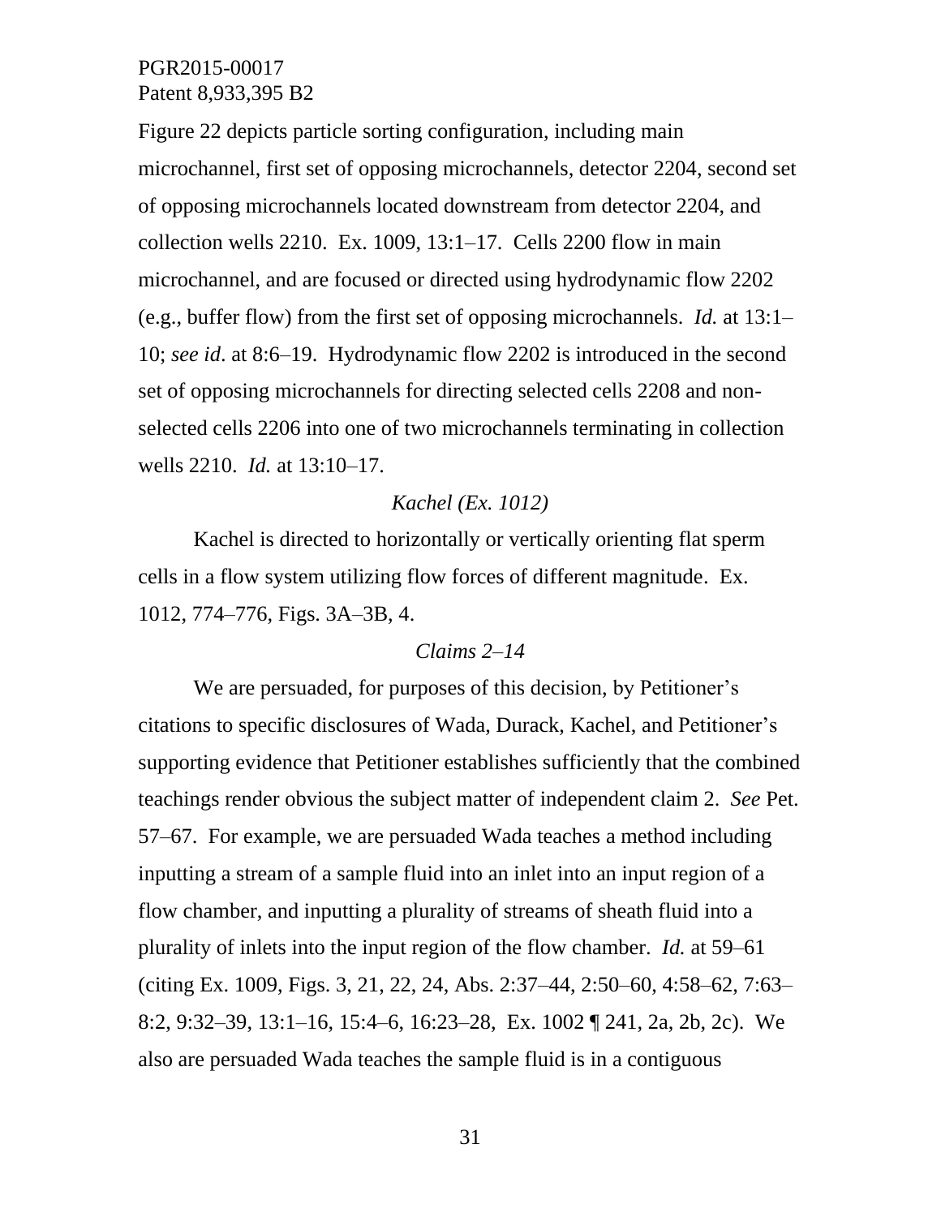Figure 22 depicts particle sorting configuration, including main microchannel, first set of opposing microchannels, detector 2204, second set of opposing microchannels located downstream from detector 2204, and collection wells 2210. Ex. 1009, 13:1–17. Cells 2200 flow in main microchannel, and are focused or directed using hydrodynamic flow 2202 (e.g., buffer flow) from the first set of opposing microchannels. *Id.* at 13:1–10; *see id*. at 8:6–19. Hydrodynamic flow 2202 is introduced in the second set of opposing microchannels for directing selected cells 2208 and non-selected cells 2206 into one of two microchannels terminating in collection wells 2210. *Id.* at 13:10–17.

*Kachel (Ex. 1012)*

Kachel is directed to horizontally or vertically orienting flat sperm cells in a flow system utilizing flow forces of different magnitude. Ex. 1012, 774–776, Figs. 3A–3B, 4.

*Claims 2–14*

We are persuaded, for purposes of this decision, by Petitioner's citations to specific disclosures of Wada, Durack, Kachel, and Petitioner's supporting evidence that Petitioner establishes sufficiently that the combined teachings render obvious the subject matter of independent claim 2. *See* Pet. 57–67. For example, we are persuaded Wada teaches a method including inputting a stream of a sample fluid into an inlet into an input region of a flow chamber, and inputting a plurality of streams of sheath fluid into a plurality of inlets into the input region of the flow chamber. *Id.* at 59–61 (citing Ex. 1009, Figs. 3, 21, 22, 24, Abs. 2:37–44, 2:50–60, 4:58–62, 7:63–8:2, 9:32–39, 13:1–16, 15:4–6, 16:23–28, Ex. 1002 ¶ 241, 2a, 2b, 2c). We also are persuaded Wada teaches the sample fluid is in a contiguous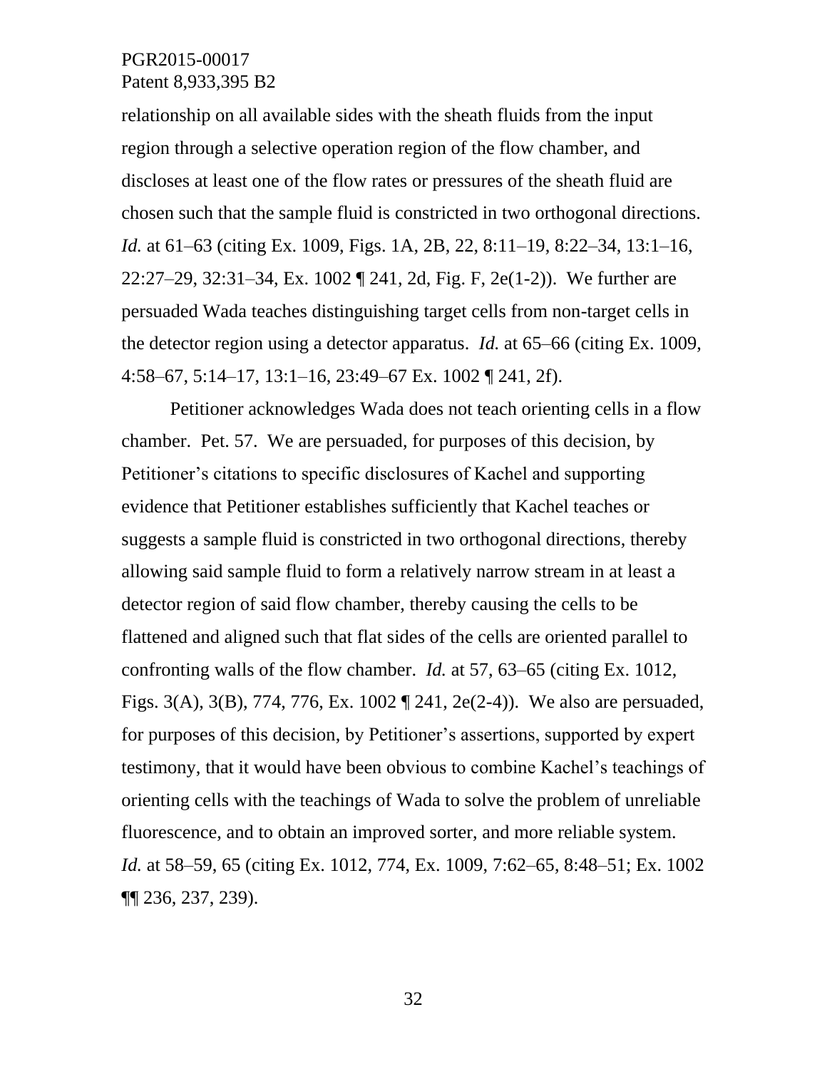relationship on all available sides with the sheath fluids from the input region through a selective operation region of the flow chamber, and discloses at least one of the flow rates or pressures of the sheath fluid are chosen such that the sample fluid is constricted in two orthogonal directions. *Id.* at 61–63 (citing Ex. 1009, Figs. 1A, 2B, 22, 8:11–19, 8:22–34, 13:1–16, 22:27–29, 32:31–34, Ex. 1002 ¶ 241, 2d, Fig. F, 2e(1-2)). We further are persuaded Wada teaches distinguishing target cells from non-target cells in the detector region using a detector apparatus. *Id.* at 65–66 (citing Ex. 1009, 4:58–67, 5:14–17, 13:1–16, 23:49–67 Ex. 1002 ¶ 241, 2f).

Petitioner acknowledges Wada does not teach orienting cells in a flow chamber. Pet. 57. We are persuaded, for purposes of this decision, by Petitioner's citations to specific disclosures of Kachel and supporting evidence that Petitioner establishes sufficiently that Kachel teaches or suggests a sample fluid is constricted in two orthogonal directions, thereby allowing said sample fluid to form a relatively narrow stream in at least a detector region of said flow chamber, thereby causing the cells to be flattened and aligned such that flat sides of the cells are oriented parallel to confronting walls of the flow chamber. *Id.* at 57, 63–65 (citing Ex. 1012, Figs. 3(A), 3(B), 774, 776, Ex. 1002 ¶ 241, 2e(2-4)). We also are persuaded, for purposes of this decision, by Petitioner's assertions, supported by expert testimony, that it would have been obvious to combine Kachel's teachings of orienting cells with the teachings of Wada to solve the problem of unreliable fluorescence, and to obtain an improved sorter, and more reliable system. *Id.* at 58–59, 65 (citing Ex. 1012, 774, Ex. 1009, 7:62–65, 8:48–51; Ex. 1002 ¶¶ 236, 237, 239).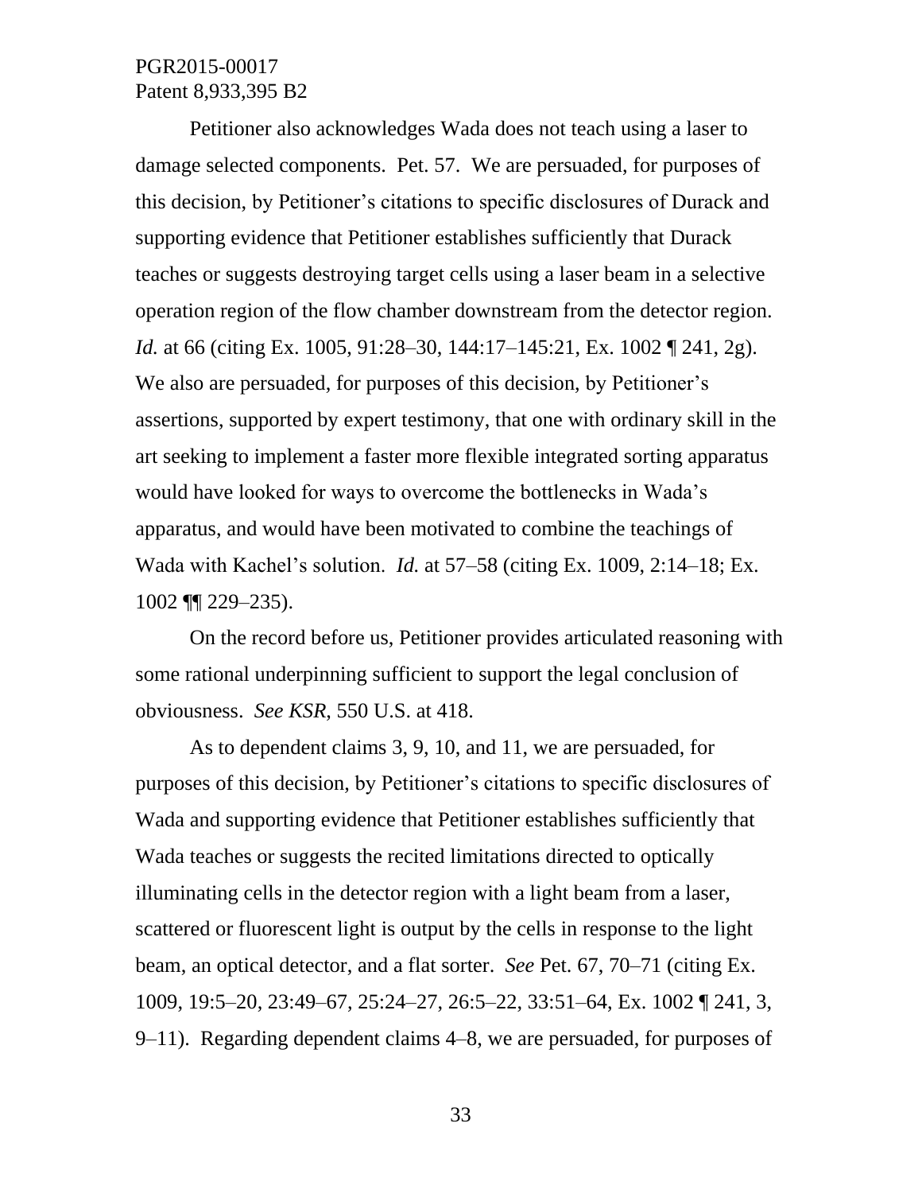Petitioner also acknowledges Wada does not teach using a laser to damage selected components. Pet. 57. We are persuaded, for purposes of this decision, by Petitioner's citations to specific disclosures of Durack and supporting evidence that Petitioner establishes sufficiently that Durack teaches or suggests destroying target cells using a laser beam in a selective operation region of the flow chamber downstream from the detector region. *Id.* at 66 (citing Ex. 1005, 91:28–30, 144:17–145:21, Ex. 1002 ¶ 241, 2g). We also are persuaded, for purposes of this decision, by Petitioner's assertions, supported by expert testimony, that one with ordinary skill in the art seeking to implement a faster more flexible integrated sorting apparatus would have looked for ways to overcome the bottlenecks in Wada's apparatus, and would have been motivated to combine the teachings of Wada with Kachel's solution. *Id.* at 57–58 (citing Ex. 1009, 2:14–18; Ex. 1002 ¶¶ 229–235).

On the record before us, Petitioner provides articulated reasoning with some rational underpinning sufficient to support the legal conclusion of obviousness. *See KSR*, 550 U.S. at 418.

As to dependent claims 3, 9, 10, and 11, we are persuaded, for purposes of this decision, by Petitioner's citations to specific disclosures of Wada and supporting evidence that Petitioner establishes sufficiently that Wada teaches or suggests the recited limitations directed to optically illuminating cells in the detector region with a light beam from a laser, scattered or fluorescent light is output by the cells in response to the light beam, an optical detector, and a flat sorter. *See* Pet. 67, 70–71 (citing Ex. 1009, 19:5–20, 23:49–67, 25:24–27, 26:5–22, 33:51–64, Ex. 1002 ¶ 241, 3, 9–11). Regarding dependent claims 4–8, we are persuaded, for purposes of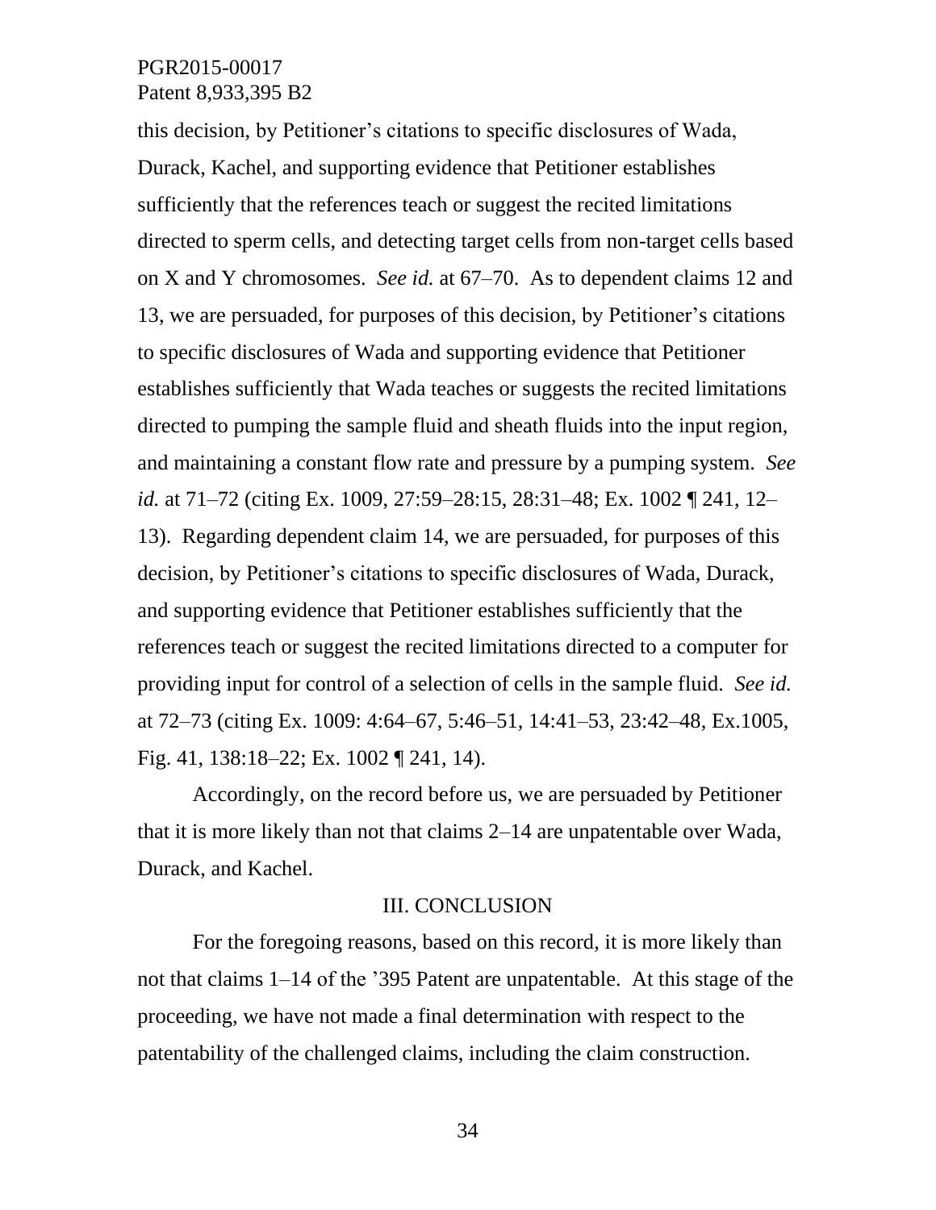this decision, by Petitioner's citations to specific disclosures of Wada, Durack, Kachel, and supporting evidence that Petitioner establishes sufficiently that the references teach or suggest the recited limitations directed to sperm cells, and detecting target cells from non-target cells based on X and Y chromosomes. *See id.* at 67–70. As to dependent claims 12 and 13, we are persuaded, for purposes of this decision, by Petitioner's citations to specific disclosures of Wada and supporting evidence that Petitioner establishes sufficiently that Wada teaches or suggests the recited limitations directed to pumping the sample fluid and sheath fluids into the input region, and maintaining a constant flow rate and pressure by a pumping system. *See id.* at 71–72 (citing Ex. 1009, 27:59–28:15, 28:31–48; Ex. 1002 ¶ 241, 12–13). Regarding dependent claim 14, we are persuaded, for purposes of this decision, by Petitioner's citations to specific disclosures of Wada, Durack, and supporting evidence that Petitioner establishes sufficiently that the references teach or suggest the recited limitations directed to a computer for providing input for control of a selection of cells in the sample fluid. *See id.* at 72–73 (citing Ex. 1009: 4:64–67, 5:46–51, 14:41–53, 23:42–48, Ex.1005, Fig. 41, 138:18–22; Ex. 1002 ¶ 241, 14).

Accordingly, on the record before us, we are persuaded by Petitioner that it is more likely than not that claims 2–14 are unpatentable over Wada, Durack, and Kachel.

## III. CONCLUSION

For the foregoing reasons, based on this record, it is more likely than not that claims 1–14 of the '395 Patent are unpatentable. At this stage of the proceeding, we have not made a final determination with respect to the patentability of the challenged claims, including the claim construction.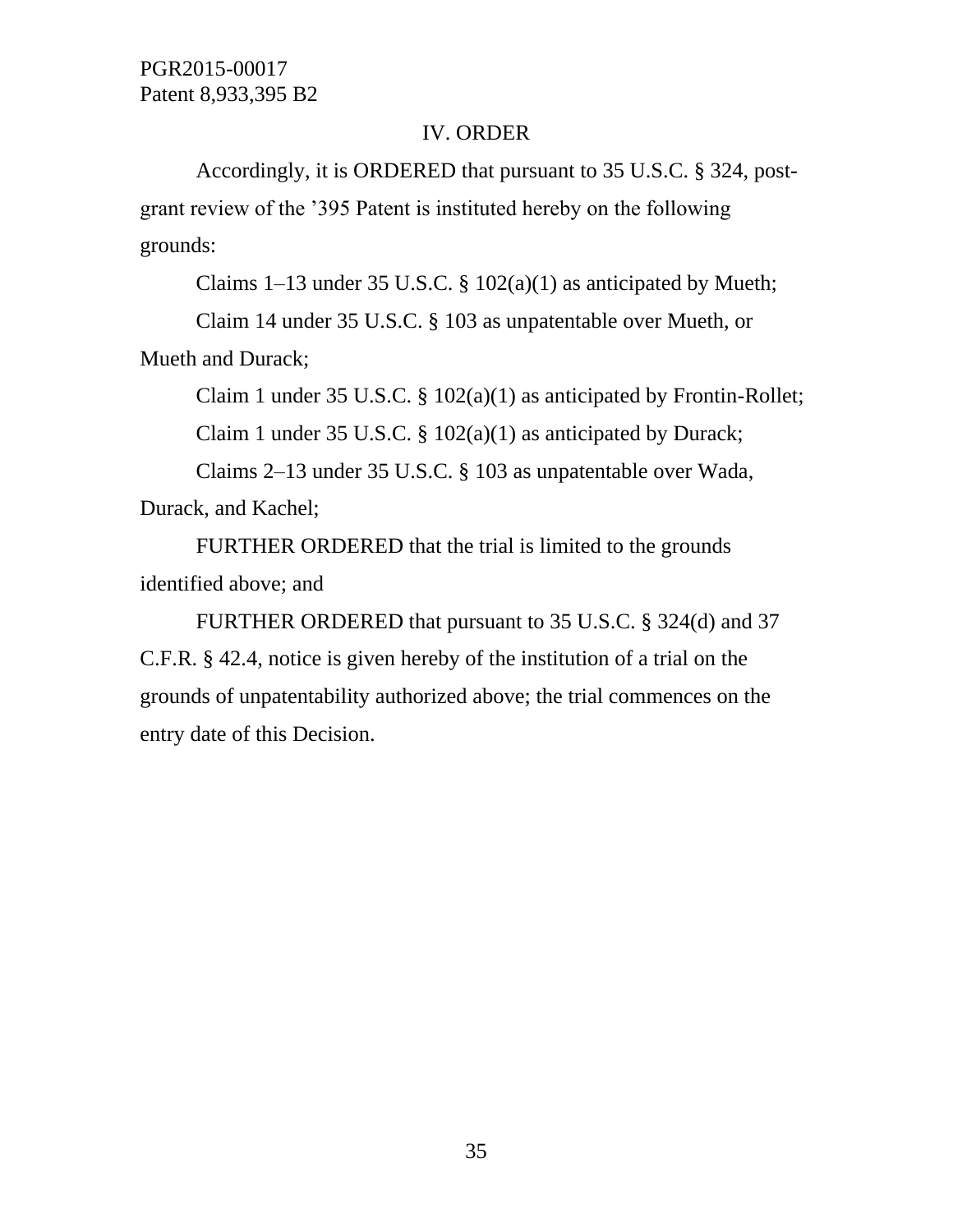## IV. ORDER

Accordingly, it is ORDERED that pursuant to 35 U.S.C. § 324, post-grant review of the ’395 Patent is instituted hereby on the following grounds:

Claims 1–13 under 35 U.S.C. § 102(a)(1) as anticipated by Mueth;

Claim 14 under 35 U.S.C. § 103 as unpatentable over Mueth, or Mueth and Durack;

Claim 1 under 35 U.S.C. § 102(a)(1) as anticipated by Frontin-Rollet;

Claim 1 under 35 U.S.C. § 102(a)(1) as anticipated by Durack;

Claims 2–13 under 35 U.S.C. § 103 as unpatentable over Wada, Durack, and Kachel;

FURTHER ORDERED that the trial is limited to the grounds identified above; and

FURTHER ORDERED that pursuant to 35 U.S.C. § 324(d) and 37 C.F.R. § 42.4, notice is given hereby of the institution of a trial on the grounds of unpatentability authorized above; the trial commences on the entry date of this Decision.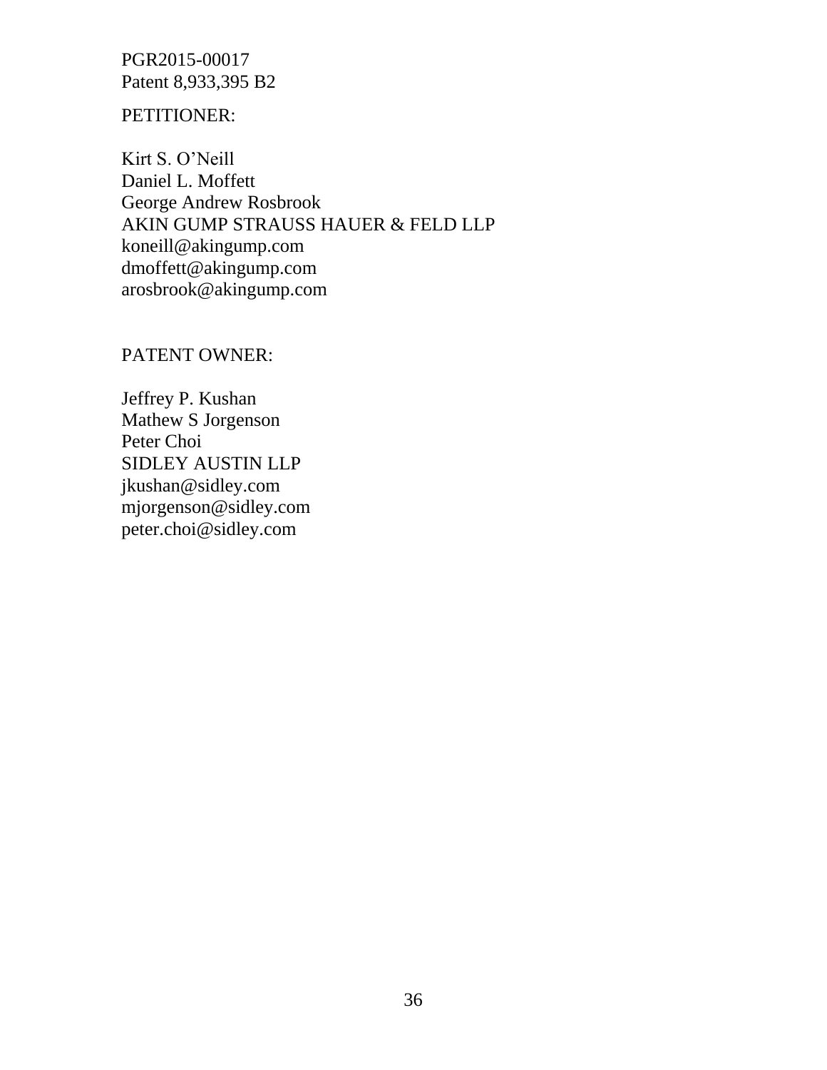PGR2015-00017
Patent 8,933,395 B2

PETITIONER:

Kirt S. O'Neill
Daniel L. Moffett
George Andrew Rosbrook
AKIN GUMP STRAUSS HAUER & FELD LLP
koneill@akingump.com
dmoffett@akingump.com
arosbrook@akingump.com

PATENT OWNER:

Jeffrey P. Kushan
Mathew S Jorgenson
Peter Choi
SIDLEY AUSTIN LLP
jkushan@sidley.com
mjorgenson@sidley.com
peter.choi@sidley.com